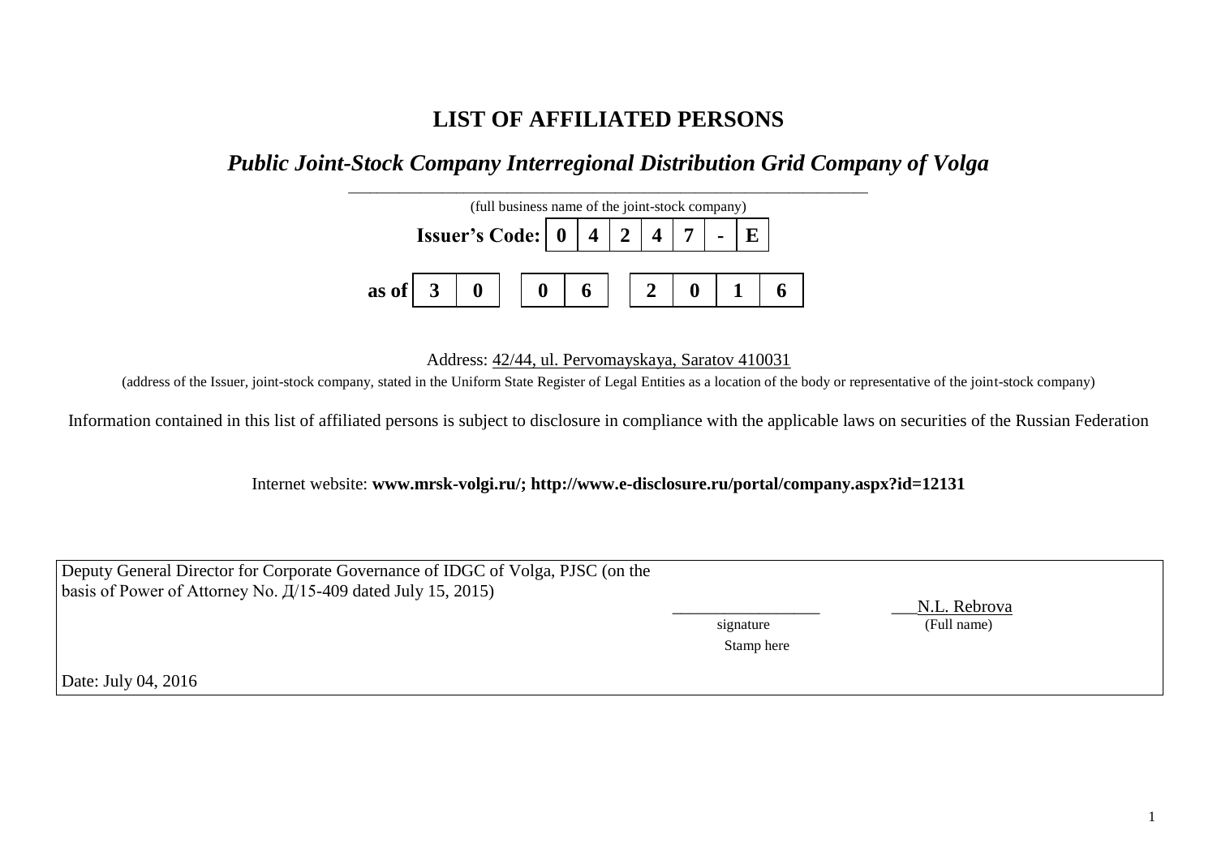# LIST OF AFFILIATED PERSONS

## *Public Joint-Stock Company Interregional Distribution Grid Company of Volga*

(full business name of the joint-stock company)

| **Issuer's Code:** | **0** | **4** | **2** | **4** | **7** | **-** | **E** |
|---|---|---|---|---|---|---|---|

| **as of** | **3** | **0** | | **0** | **6** | | **2** | **0** | **1** | **6** |
|---|---|---|---|---|---|---|---|---|---|---|

Address: 42/44, ul. Pervomayskaya, Saratov 410031

(address of the Issuer, joint-stock company, stated in the Uniform State Register of Legal Entities as a location of the body or representative of the joint-stock company)

Information contained in this list of affiliated persons is subject to disclosure in compliance with the applicable laws on securities of the Russian Federation

Internet website: **www.mrsk-volgi.ru/; http://www.e-disclosure.ru/portal/company.aspx?id=12131**

| Deputy General Director for Corporate Governance of IDGC of Volga, PJSC (on the basis of Power of Attorney No. Д/15-409 dated July 15, 2015) | _________________ signature | N.L. Rebrova (Full name) |
|---|---|---|
| | Stamp here | |
| Date: July 04, 2016 | | |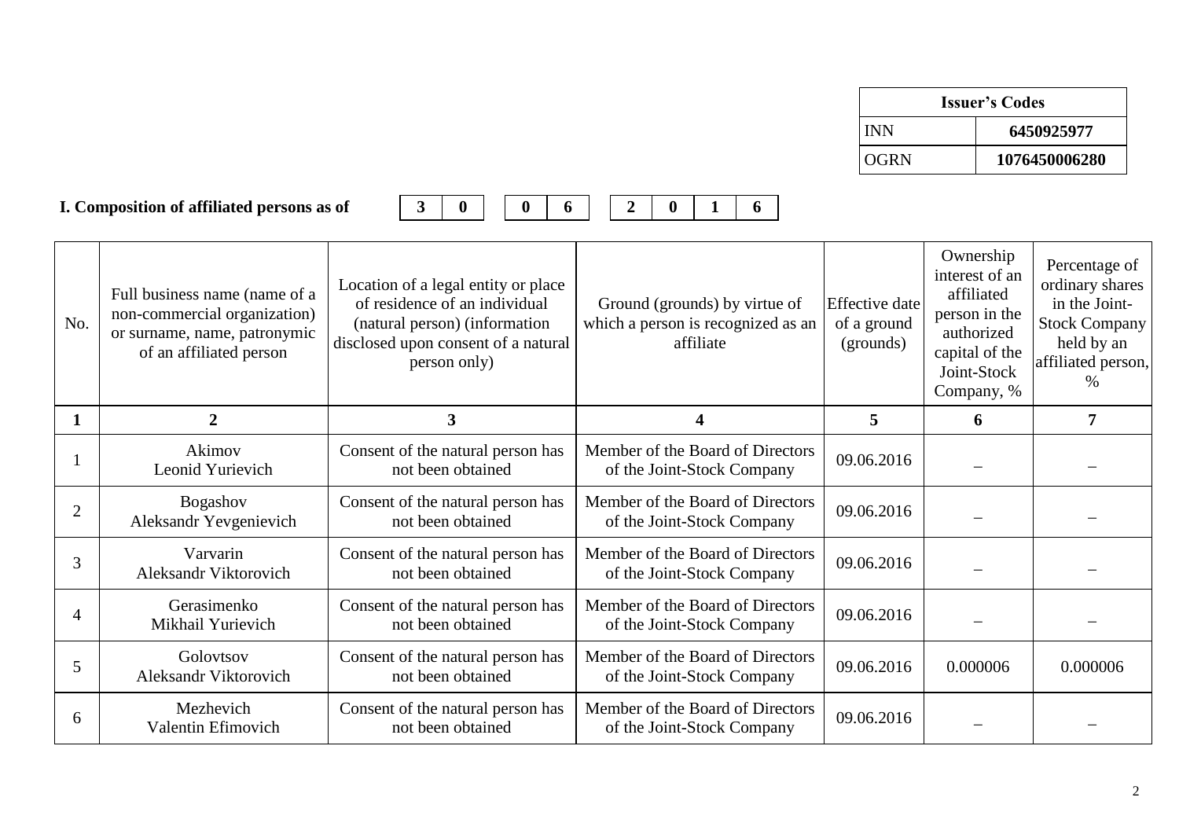| Issuer's Codes | |
|---|---|
| INN | 6450925977 |
| OGRN | 1076450006280 |

**I. Composition of affiliated persons as of** | 3 | 0 | | 0 | 6 | | 2 | 0 | 1 | 6 |

| No. | Full business name (name of a non-commercial organization) or surname, name, patronymic of an affiliated person | Location of a legal entity or place of residence of an individual (natural person) (information disclosed upon consent of a natural person only) | Ground (grounds) by virtue of which a person is recognized as an affiliate | Effective date of a ground (grounds) | Ownership interest of an affiliated person in the authorized capital of the Joint-Stock Company, % | Percentage of ordinary shares in the Joint-Stock Company held by an affiliated person, % |
|---|---|---|---|---|---|---|
| **1** | **2** | **3** | **4** | **5** | **6** | **7** |
| 1 | Akimov Leonid Yurievich | Consent of the natural person has not been obtained | Member of the Board of Directors of the Joint-Stock Company | 09.06.2016 | – | – |
| 2 | Bogashov Aleksandr Yevgenievich | Consent of the natural person has not been obtained | Member of the Board of Directors of the Joint-Stock Company | 09.06.2016 | – | – |
| 3 | Varvarin Aleksandr Viktorovich | Consent of the natural person has not been obtained | Member of the Board of Directors of the Joint-Stock Company | 09.06.2016 | – | – |
| 4 | Gerasimenko Mikhail Yurievich | Consent of the natural person has not been obtained | Member of the Board of Directors of the Joint-Stock Company | 09.06.2016 | – | – |
| 5 | Golovtsov Aleksandr Viktorovich | Consent of the natural person has not been obtained | Member of the Board of Directors of the Joint-Stock Company | 09.06.2016 | 0.000006 | 0.000006 |
| 6 | Mezhevich Valentin Efimovich | Consent of the natural person has not been obtained | Member of the Board of Directors of the Joint-Stock Company | 09.06.2016 | – | – |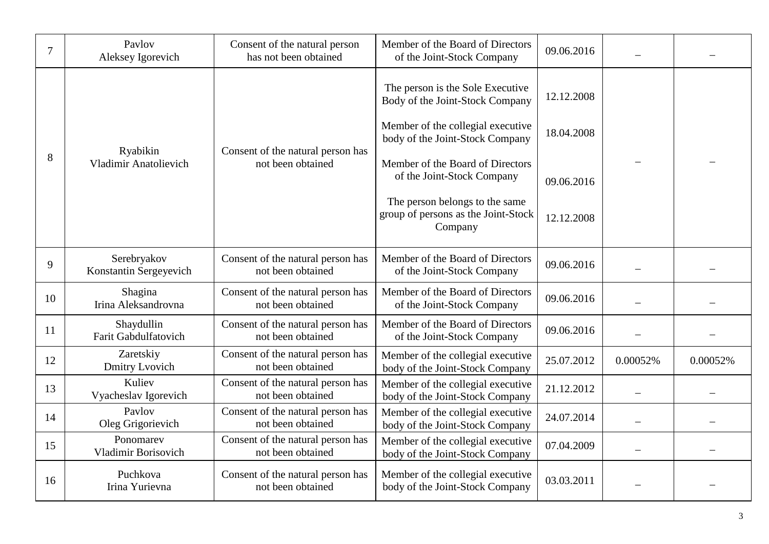| 7 | Pavlov Aleksey Igorevich | Consent of the natural person has not been obtained | Member of the Board of Directors of the Joint-Stock Company | 09.06.2016 | – | – |
|---|---|---|---|---|---|---|
| 8 | Ryabikin Vladimir Anatolievich | Consent of the natural person has not been obtained | The person is the Sole Executive Body of the Joint-Stock Company<br><br>Member of the collegial executive body of the Joint-Stock Company<br><br>Member of the Board of Directors of the Joint-Stock Company<br><br>The person belongs to the same group of persons as the Joint-Stock Company | 12.12.2008<br><br>18.04.2008<br><br>09.06.2016<br><br>12.12.2008 | – | – |
| 9 | Serebryakov Konstantin Sergeyevich | Consent of the natural person has not been obtained | Member of the Board of Directors of the Joint-Stock Company | 09.06.2016 | – | – |
| 10 | Shagina Irina Aleksandrovna | Consent of the natural person has not been obtained | Member of the Board of Directors of the Joint-Stock Company | 09.06.2016 | – | – |
| 11 | Shaydullin Farit Gabdulfatovich | Consent of the natural person has not been obtained | Member of the Board of Directors of the Joint-Stock Company | 09.06.2016 | – | – |
| 12 | Zaretskiy Dmitry Lvovich | Consent of the natural person has not been obtained | Member of the collegial executive body of the Joint-Stock Company | 25.07.2012 | 0.00052% | 0.00052% |
| 13 | Kuliev Vyacheslav Igorevich | Consent of the natural person has not been obtained | Member of the collegial executive body of the Joint-Stock Company | 21.12.2012 | – | – |
| 14 | Pavlov Oleg Grigorievich | Consent of the natural person has not been obtained | Member of the collegial executive body of the Joint-Stock Company | 24.07.2014 | – | – |
| 15 | Ponomarev Vladimir Borisovich | Consent of the natural person has not been obtained | Member of the collegial executive body of the Joint-Stock Company | 07.04.2009 | – | – |
| 16 | Puchkova Irina Yurievna | Consent of the natural person has not been obtained | Member of the collegial executive body of the Joint-Stock Company | 03.03.2011 | – | – |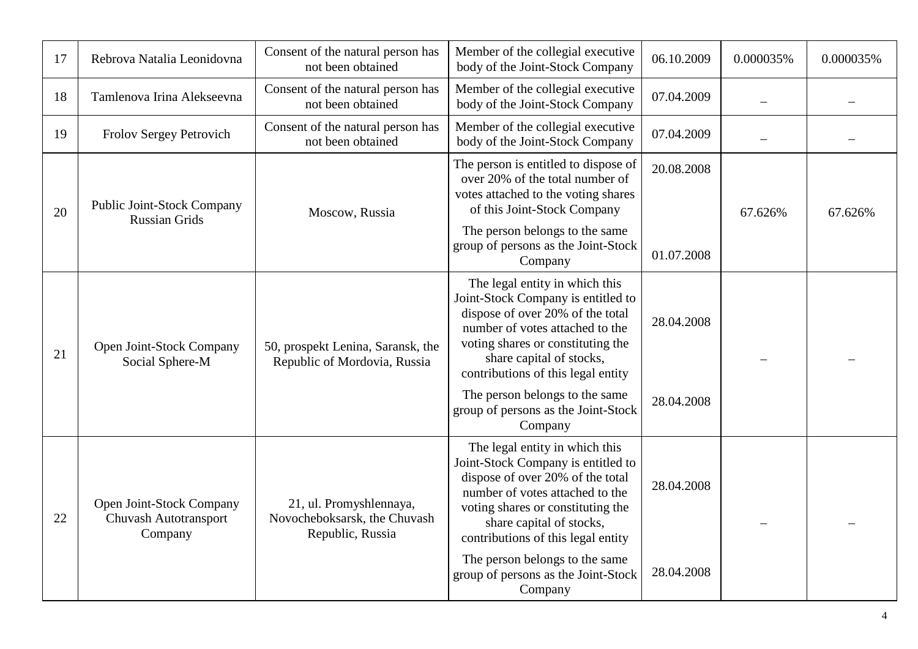| 17 | Rebrova Natalia Leonidovna | Consent of the natural person has not been obtained | Member of the collegial executive body of the Joint-Stock Company | 06.10.2009 | 0.000035% | 0.000035% |
|---|---|---|---|---|---|---|
| 18 | Tamlenova Irina Alekseevna | Consent of the natural person has not been obtained | Member of the collegial executive body of the Joint-Stock Company | 07.04.2009 | – | – |
| 19 | Frolov Sergey Petrovich | Consent of the natural person has not been obtained | Member of the collegial executive body of the Joint-Stock Company | 07.04.2009 | – | – |
| 20 | Public Joint-Stock Company Russian Grids | Moscow, Russia | The person is entitled to dispose of over 20% of the total number of votes attached to the voting shares of this Joint-Stock Company<br>The person belongs to the same group of persons as the Joint-Stock Company | 20.08.2008<br>01.07.2008 | 67.626% | 67.626% |
| 21 | Open Joint-Stock Company Social Sphere-M | 50, prospekt Lenina, Saransk, the Republic of Mordovia, Russia | The legal entity in which this Joint-Stock Company is entitled to dispose of over 20% of the total number of votes attached to the voting shares or constituting the share capital of stocks, contributions of this legal entity<br>The person belongs to the same group of persons as the Joint-Stock Company | 28.04.2008<br>28.04.2008 | – | – |
| 22 | Open Joint-Stock Company Chuvash Autotransport Company | 21, ul. Promyshlennaya, Novocheboksarsk, the Chuvash Republic, Russia | The legal entity in which this Joint-Stock Company is entitled to dispose of over 20% of the total number of votes attached to the voting shares or constituting the share capital of stocks, contributions of this legal entity<br>The person belongs to the same group of persons as the Joint-Stock Company | 28.04.2008<br>28.04.2008 | – | – |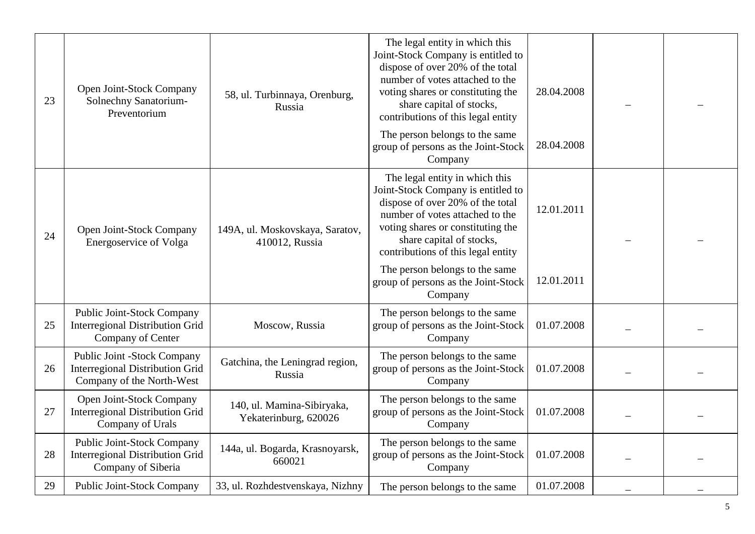| 23 | Open Joint-Stock Company Solnechny Sanatorium-Preventorium | 58, ul. Turbinnaya, Orenburg, Russia | The legal entity in which this Joint-Stock Company is entitled to dispose of over 20% of the total number of votes attached to the voting shares or constituting the share capital of stocks, contributions of this legal entity<br><br>The person belongs to the same group of persons as the Joint-Stock Company | 28.04.2008<br><br>28.04.2008 | – | – |
|---|---|---|---|---|---|---|
| 24 | Open Joint-Stock Company Energoservice of Volga | 149A, ul. Moskovskaya, Saratov, 410012, Russia | The legal entity in which this Joint-Stock Company is entitled to dispose of over 20% of the total number of votes attached to the voting shares or constituting the share capital of stocks, contributions of this legal entity<br><br>The person belongs to the same group of persons as the Joint-Stock Company | 12.01.2011<br><br>12.01.2011 | – | – |
| 25 | Public Joint-Stock Company Interregional Distribution Grid Company of Center | Moscow, Russia | The person belongs to the same group of persons as the Joint-Stock Company | 01.07.2008 | – | – |
| 26 | Public Joint -Stock Company Interregional Distribution Grid Company of the North-West | Gatchina, the Leningrad region, Russia | The person belongs to the same group of persons as the Joint-Stock Company | 01.07.2008 | – | – |
| 27 | Open Joint-Stock Company Interregional Distribution Grid Company of Urals | 140, ul. Mamina-Sibiryaka, Yekaterinburg, 620026 | The person belongs to the same group of persons as the Joint-Stock Company | 01.07.2008 | – | – |
| 28 | Public Joint-Stock Company Interregional Distribution Grid Company of Siberia | 144a, ul. Bogarda, Krasnoyarsk, 660021 | The person belongs to the same group of persons as the Joint-Stock Company | 01.07.2008 | – | – |
| 29 | Public Joint-Stock Company | 33, ul. Rozhdestvenskaya, Nizhny | The person belongs to the same | 01.07.2008 | – | – |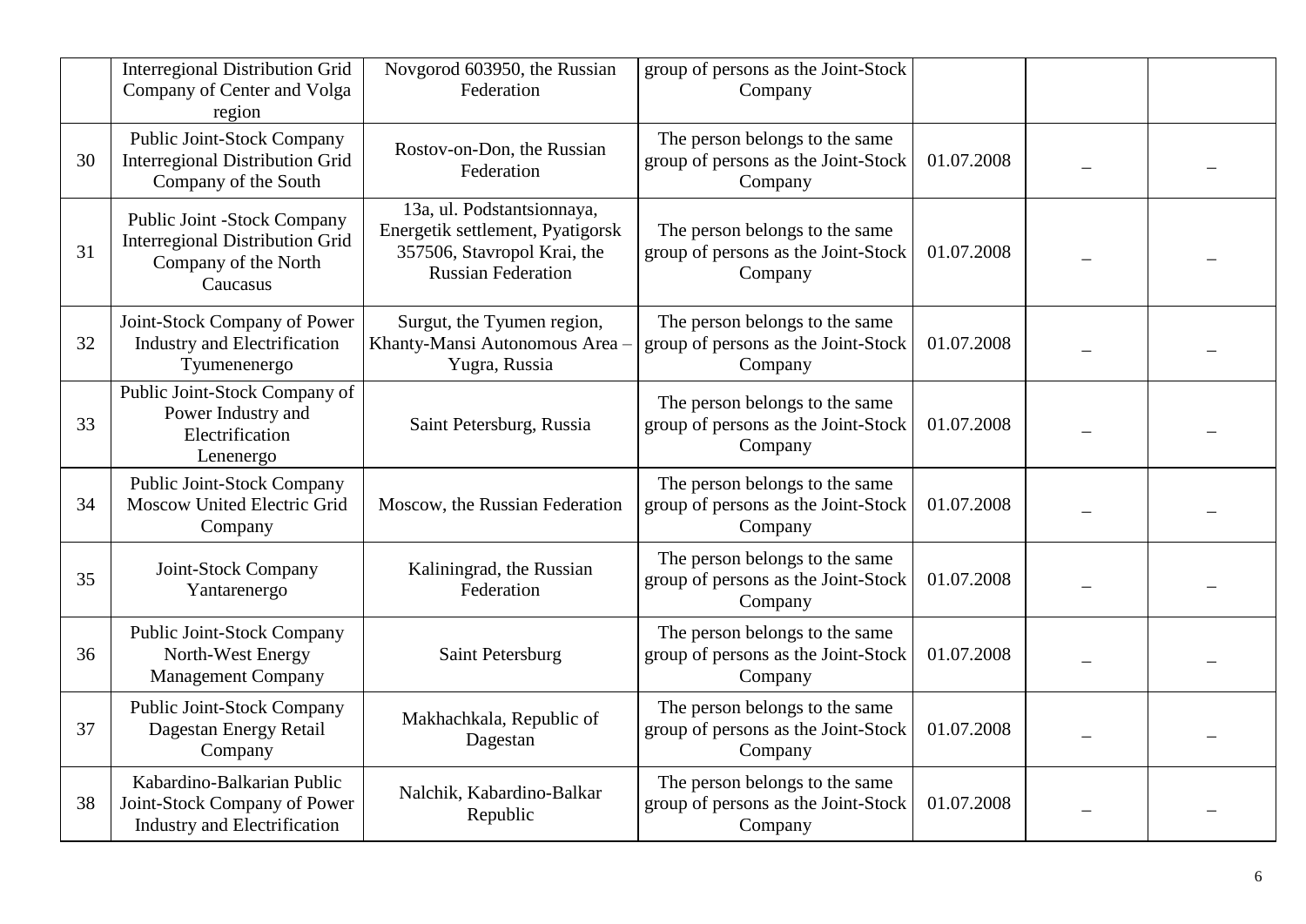| | | | | | | |
|---|---|---|---|---|---|---|
| | Interregional Distribution Grid Company of Center and Volga region | Novgorod 603950, the Russian Federation | group of persons as the Joint-Stock Company | | | |
| 30 | Public Joint-Stock Company Interregional Distribution Grid Company of the South | Rostov-on-Don, the Russian Federation | The person belongs to the same group of persons as the Joint-Stock Company | 01.07.2008 | – | – |
| 31 | Public Joint -Stock Company Interregional Distribution Grid Company of the North Caucasus | 13a, ul. Podstantsionnaya, Energetik settlement, Pyatigorsk 357506, Stavropol Krai, the Russian Federation | The person belongs to the same group of persons as the Joint-Stock Company | 01.07.2008 | – | – |
| 32 | Joint-Stock Company of Power Industry and Electrification Tyumenenergo | Surgut, the Tyumen region, Khanty-Mansi Autonomous Area – Yugra, Russia | The person belongs to the same group of persons as the Joint-Stock Company | 01.07.2008 | – | – |
| 33 | Public Joint-Stock Company of Power Industry and Electrification Lenenergo | Saint Petersburg, Russia | The person belongs to the same group of persons as the Joint-Stock Company | 01.07.2008 | – | – |
| 34 | Public Joint-Stock Company Moscow United Electric Grid Company | Moscow, the Russian Federation | The person belongs to the same group of persons as the Joint-Stock Company | 01.07.2008 | – | – |
| 35 | Joint-Stock Company Yantarenergo | Kaliningrad, the Russian Federation | The person belongs to the same group of persons as the Joint-Stock Company | 01.07.2008 | – | – |
| 36 | Public Joint-Stock Company North-West Energy Management Company | Saint Petersburg | The person belongs to the same group of persons as the Joint-Stock Company | 01.07.2008 | – | – |
| 37 | Public Joint-Stock Company Dagestan Energy Retail Company | Makhachkala, Republic of Dagestan | The person belongs to the same group of persons as the Joint-Stock Company | 01.07.2008 | – | – |
| 38 | Kabardino-Balkarian Public Joint-Stock Company of Power Industry and Electrification | Nalchik, Kabardino-Balkar Republic | The person belongs to the same group of persons as the Joint-Stock Company | 01.07.2008 | – | – |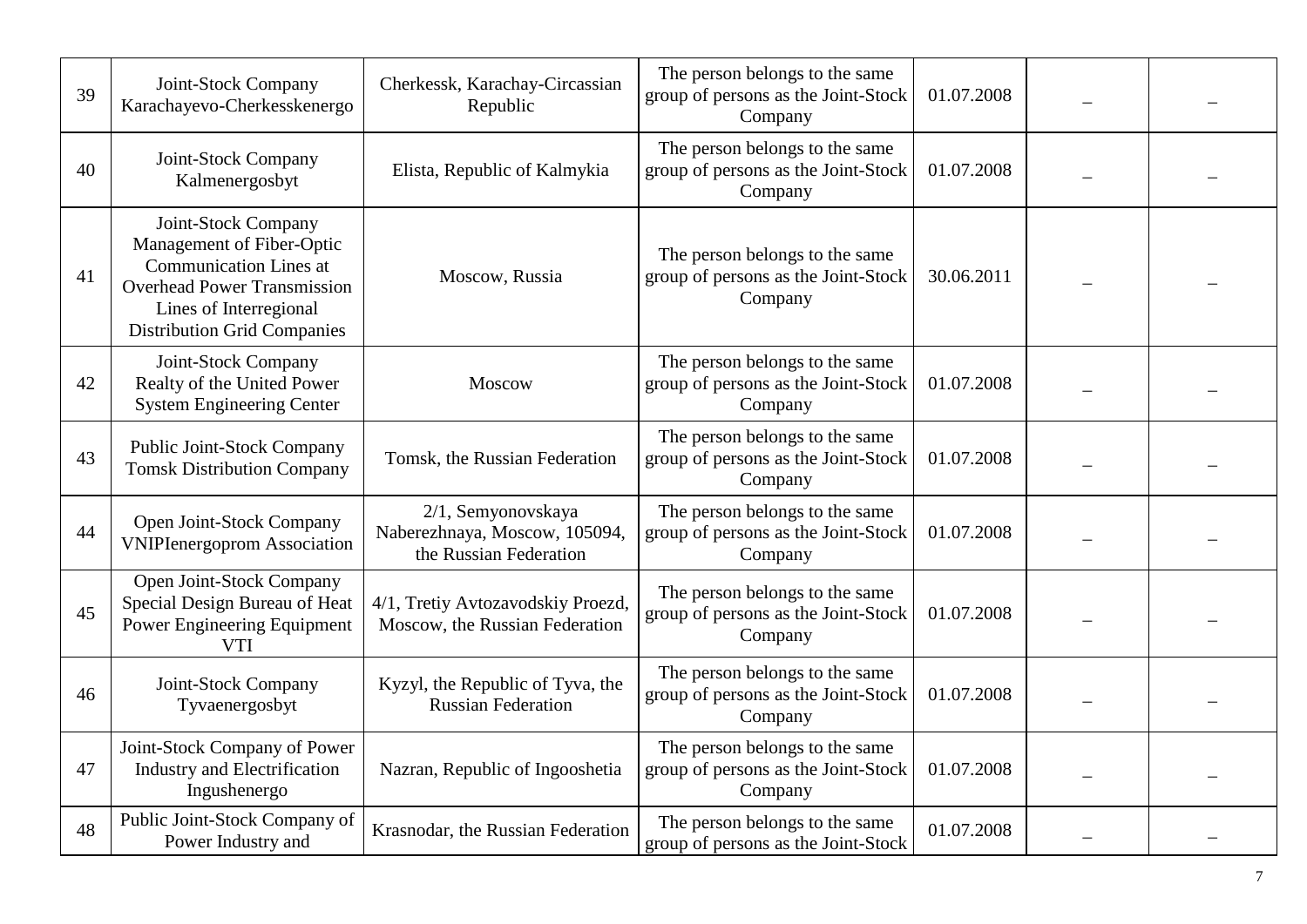| 39 | Joint-Stock Company Karachayevo-Cherkesskenergo | Cherkessk, Karachay-Circassian Republic | The person belongs to the same group of persons as the Joint-Stock Company | 01.07.2008 | – | – |
|---|---|---|---|---|---|---|
| 40 | Joint-Stock Company Kalmenergosbyt | Elista, Republic of Kalmykia | The person belongs to the same group of persons as the Joint-Stock Company | 01.07.2008 | – | – |
| 41 | Joint-Stock Company Management of Fiber-Optic Communication Lines at Overhead Power Transmission Lines of Interregional Distribution Grid Companies | Moscow, Russia | The person belongs to the same group of persons as the Joint-Stock Company | 30.06.2011 | – | – |
| 42 | Joint-Stock Company Realty of the United Power System Engineering Center | Moscow | The person belongs to the same group of persons as the Joint-Stock Company | 01.07.2008 | – | – |
| 43 | Public Joint-Stock Company Tomsk Distribution Company | Tomsk, the Russian Federation | The person belongs to the same group of persons as the Joint-Stock Company | 01.07.2008 | – | – |
| 44 | Open Joint-Stock Company VNIPIenergoprom Association | 2/1, Semyonovskaya Naberezhnaya, Moscow, 105094, the Russian Federation | The person belongs to the same group of persons as the Joint-Stock Company | 01.07.2008 | – | – |
| 45 | Open Joint-Stock Company Special Design Bureau of Heat Power Engineering Equipment VTI | 4/1, Tretiy Avtozavodskiy Proezd, Moscow, the Russian Federation | The person belongs to the same group of persons as the Joint-Stock Company | 01.07.2008 | – | – |
| 46 | Joint-Stock Company Tyvaenergosbyt | Kyzyl, the Republic of Tyva, the Russian Federation | The person belongs to the same group of persons as the Joint-Stock Company | 01.07.2008 | – | – |
| 47 | Joint-Stock Company of Power Industry and Electrification Ingushenergo | Nazran, Republic of Ingooshetia | The person belongs to the same group of persons as the Joint-Stock Company | 01.07.2008 | – | – |
| 48 | Public Joint-Stock Company of Power Industry and | Krasnodar, the Russian Federation | The person belongs to the same group of persons as the Joint-Stock | 01.07.2008 | – | – |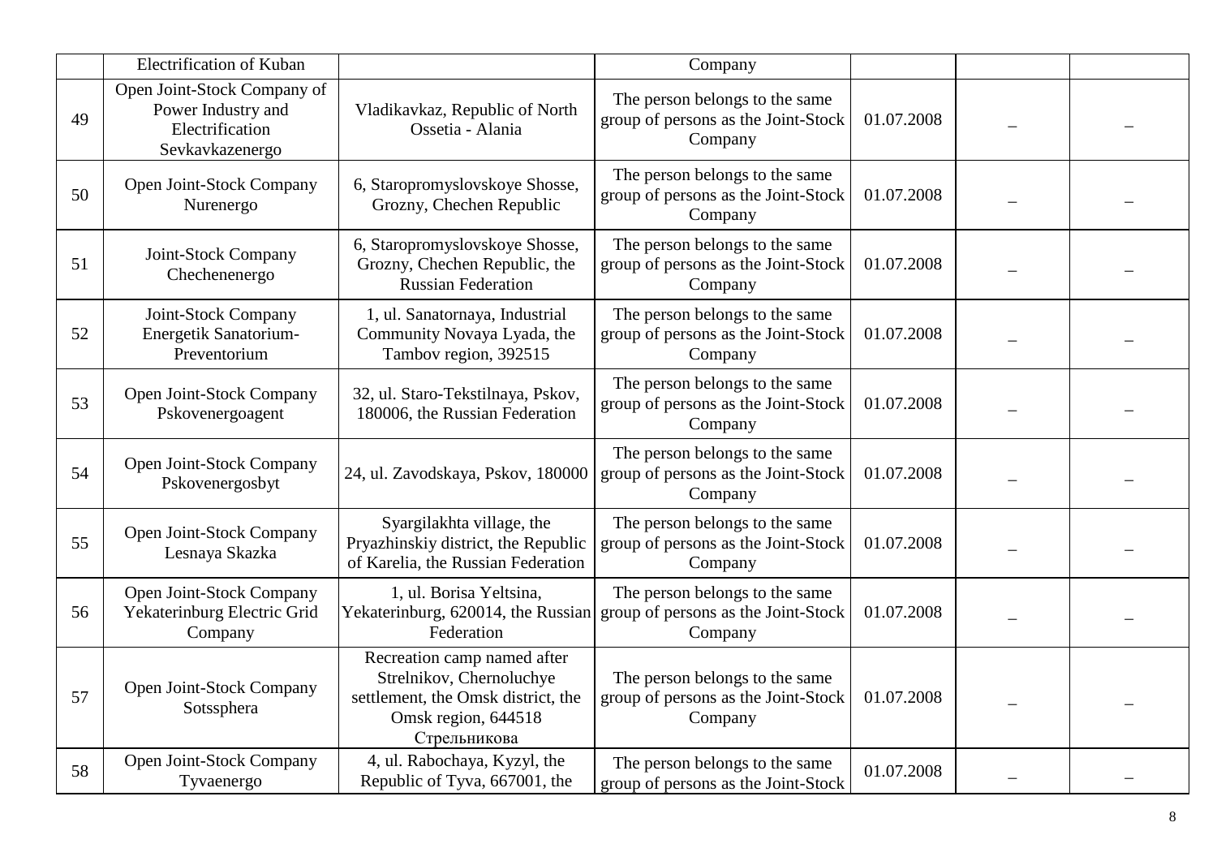| | | | | | | |
|---|---|---|---|---|---|---|
| | Electrification of Kuban | | Company | | | |
| 49 | Open Joint-Stock Company of Power Industry and Electrification Sevkavkazenergo | Vladikavkaz, Republic of North Ossetia - Alania | The person belongs to the same group of persons as the Joint-Stock Company | 01.07.2008 | – | – |
| 50 | Open Joint-Stock Company Nurenergo | 6, Staropromyslovskoye Shosse, Grozny, Chechen Republic | The person belongs to the same group of persons as the Joint-Stock Company | 01.07.2008 | – | – |
| 51 | Joint-Stock Company Chechenenergo | 6, Staropromyslovskoye Shosse, Grozny, Chechen Republic, the Russian Federation | The person belongs to the same group of persons as the Joint-Stock Company | 01.07.2008 | – | – |
| 52 | Joint-Stock Company Energetik Sanatorium-Preventorium | 1, ul. Sanatornaya, Industrial Community Novaya Lyada, the Tambov region, 392515 | The person belongs to the same group of persons as the Joint-Stock Company | 01.07.2008 | – | – |
| 53 | Open Joint-Stock Company Pskovenergoagent | 32, ul. Staro-Tekstilnaya, Pskov, 180006, the Russian Federation | The person belongs to the same group of persons as the Joint-Stock Company | 01.07.2008 | – | – |
| 54 | Open Joint-Stock Company Pskovenergosbyt | 24, ul. Zavodskaya, Pskov, 180000 | The person belongs to the same group of persons as the Joint-Stock Company | 01.07.2008 | – | – |
| 55 | Open Joint-Stock Company Lesnaya Skazka | Syargilakhta village, the Pryazhinskiy district, the Republic of Karelia, the Russian Federation | The person belongs to the same group of persons as the Joint-Stock Company | 01.07.2008 | – | – |
| 56 | Open Joint-Stock Company Yekaterinburg Electric Grid Company | 1, ul. Borisa Yeltsina, Yekaterinburg, 620014, the Russian Federation | The person belongs to the same group of persons as the Joint-Stock Company | 01.07.2008 | – | – |
| 57 | Open Joint-Stock Company Sotssphera | Recreation camp named after Strelnikov, Chernoluchye settlement, the Omsk district, the Omsk region, 644518 Стрельникова | The person belongs to the same group of persons as the Joint-Stock Company | 01.07.2008 | – | – |
| 58 | Open Joint-Stock Company Tyvaenergo | 4, ul. Rabochaya, Kyzyl, the Republic of Tyva, 667001, the | The person belongs to the same group of persons as the Joint-Stock | 01.07.2008 | – | – |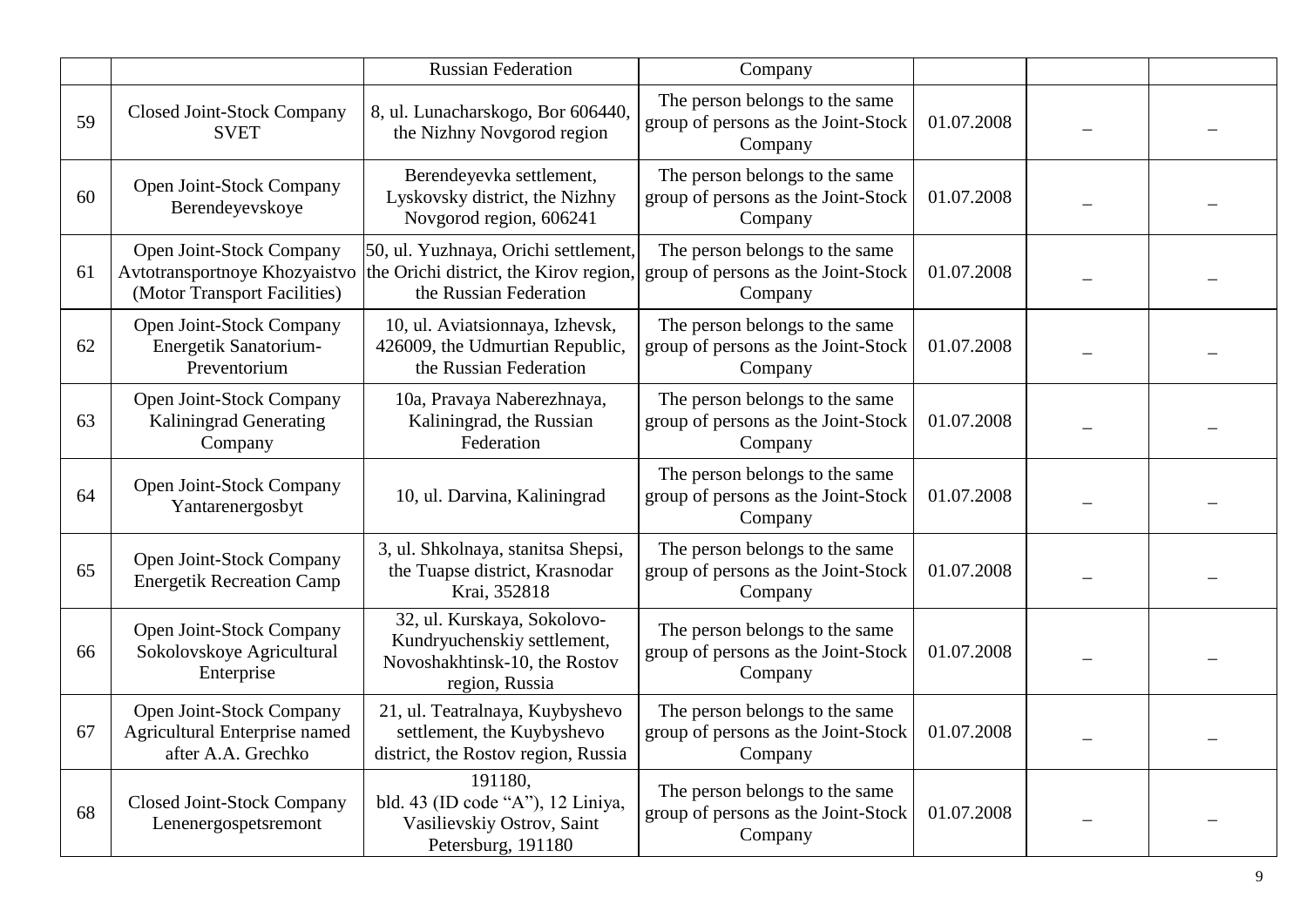| | | Russian Federation | Company | | | |
|---|---|---|---|---|---|---|
| 59 | Closed Joint-Stock Company SVET | 8, ul. Lunacharskogo, Bor 606440, the Nizhny Novgorod region | The person belongs to the same group of persons as the Joint-Stock Company | 01.07.2008 | – | – |
| 60 | Open Joint-Stock Company Berendeyevskoye | Berendeyevka settlement, Lyskovsky district, the Nizhny Novgorod region, 606241 | The person belongs to the same group of persons as the Joint-Stock Company | 01.07.2008 | – | – |
| 61 | Open Joint-Stock Company Avtotransportnoye Khozyaistvo (Motor Transport Facilities) | 50, ul. Yuzhnaya, Orichi settlement, the Orichi district, the Kirov region, the Russian Federation | The person belongs to the same group of persons as the Joint-Stock Company | 01.07.2008 | – | – |
| 62 | Open Joint-Stock Company Energetik Sanatorium-Preventorium | 10, ul. Aviatsionnaya, Izhevsk, 426009, the Udmurtian Republic, the Russian Federation | The person belongs to the same group of persons as the Joint-Stock Company | 01.07.2008 | – | – |
| 63 | Open Joint-Stock Company Kaliningrad Generating Company | 10a, Pravaya Naberezhnaya, Kaliningrad, the Russian Federation | The person belongs to the same group of persons as the Joint-Stock Company | 01.07.2008 | – | – |
| 64 | Open Joint-Stock Company Yantarenergosbyt | 10, ul. Darvina, Kaliningrad | The person belongs to the same group of persons as the Joint-Stock Company | 01.07.2008 | – | – |
| 65 | Open Joint-Stock Company Energetik Recreation Camp | 3, ul. Shkolnaya, stanitsa Shepsi, the Tuapse district, Krasnodar Krai, 352818 | The person belongs to the same group of persons as the Joint-Stock Company | 01.07.2008 | – | – |
| 66 | Open Joint-Stock Company Sokolovskoye Agricultural Enterprise | 32, ul. Kurskaya, Sokolovo-Kundryuchenskiy settlement, Novoshakhtinsk-10, the Rostov region, Russia | The person belongs to the same group of persons as the Joint-Stock Company | 01.07.2008 | – | – |
| 67 | Open Joint-Stock Company Agricultural Enterprise named after A.A. Grechko | 21, ul. Teatralnaya, Kuybyshevo settlement, the Kuybyshevo district, the Rostov region, Russia | The person belongs to the same group of persons as the Joint-Stock Company | 01.07.2008 | – | – |
| 68 | Closed Joint-Stock Company Lenenergospetsremont | 191180, bld. 43 (ID code "A"), 12 Liniya, Vasilievskiy Ostrov, Saint Petersburg, 191180 | The person belongs to the same group of persons as the Joint-Stock Company | 01.07.2008 | – | – |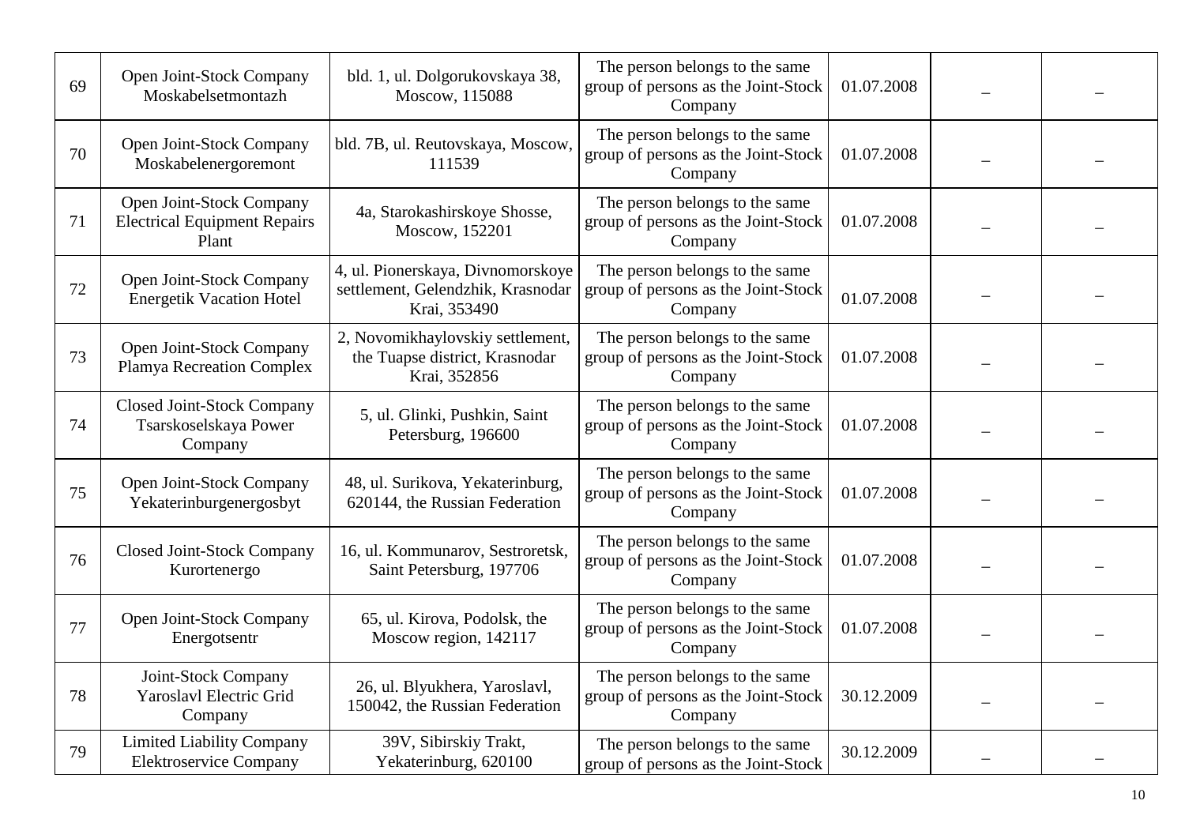| | | | | | | |
|---|---|---|---|---|---|---|
| 69 | Open Joint-Stock Company Moskabelsetmontazh | bld. 1, ul. Dolgorukovskaya 38, Moscow, 115088 | The person belongs to the same group of persons as the Joint-Stock Company | 01.07.2008 | – | – |
| 70 | Open Joint-Stock Company Moskabelenergoremont | bld. 7B, ul. Reutovskaya, Moscow, 111539 | The person belongs to the same group of persons as the Joint-Stock Company | 01.07.2008 | – | – |
| 71 | Open Joint-Stock Company Electrical Equipment Repairs Plant | 4a, Starokashirskoye Shosse, Moscow, 152201 | The person belongs to the same group of persons as the Joint-Stock Company | 01.07.2008 | – | – |
| 72 | Open Joint-Stock Company Energetik Vacation Hotel | 4, ul. Pionerskaya, Divnomorskoye settlement, Gelendzhik, Krasnodar Krai, 353490 | The person belongs to the same group of persons as the Joint-Stock Company | 01.07.2008 | – | – |
| 73 | Open Joint-Stock Company Plamya Recreation Complex | 2, Novomikhaylovskiy settlement, the Tuapse district, Krasnodar Krai, 352856 | The person belongs to the same group of persons as the Joint-Stock Company | 01.07.2008 | – | – |
| 74 | Closed Joint-Stock Company Tsarskoselskaya Power Company | 5, ul. Glinki, Pushkin, Saint Petersburg, 196600 | The person belongs to the same group of persons as the Joint-Stock Company | 01.07.2008 | – | – |
| 75 | Open Joint-Stock Company Yekaterinburgenergosbyt | 48, ul. Surikova, Yekaterinburg, 620144, the Russian Federation | The person belongs to the same group of persons as the Joint-Stock Company | 01.07.2008 | – | – |
| 76 | Closed Joint-Stock Company Kurortenergo | 16, ul. Kommunarov, Sestroretsk, Saint Petersburg, 197706 | The person belongs to the same group of persons as the Joint-Stock Company | 01.07.2008 | – | – |
| 77 | Open Joint-Stock Company Energotsentr | 65, ul. Kirova, Podolsk, the Moscow region, 142117 | The person belongs to the same group of persons as the Joint-Stock Company | 01.07.2008 | – | – |
| 78 | Joint-Stock Company Yaroslavl Electric Grid Company | 26, ul. Blyukhera, Yaroslavl, 150042, the Russian Federation | The person belongs to the same group of persons as the Joint-Stock Company | 30.12.2009 | – | – |
| 79 | Limited Liability Company Elektroservice Company | 39V, Sibirskiy Trakt, Yekaterinburg, 620100 | The person belongs to the same group of persons as the Joint-Stock | 30.12.2009 | – | – |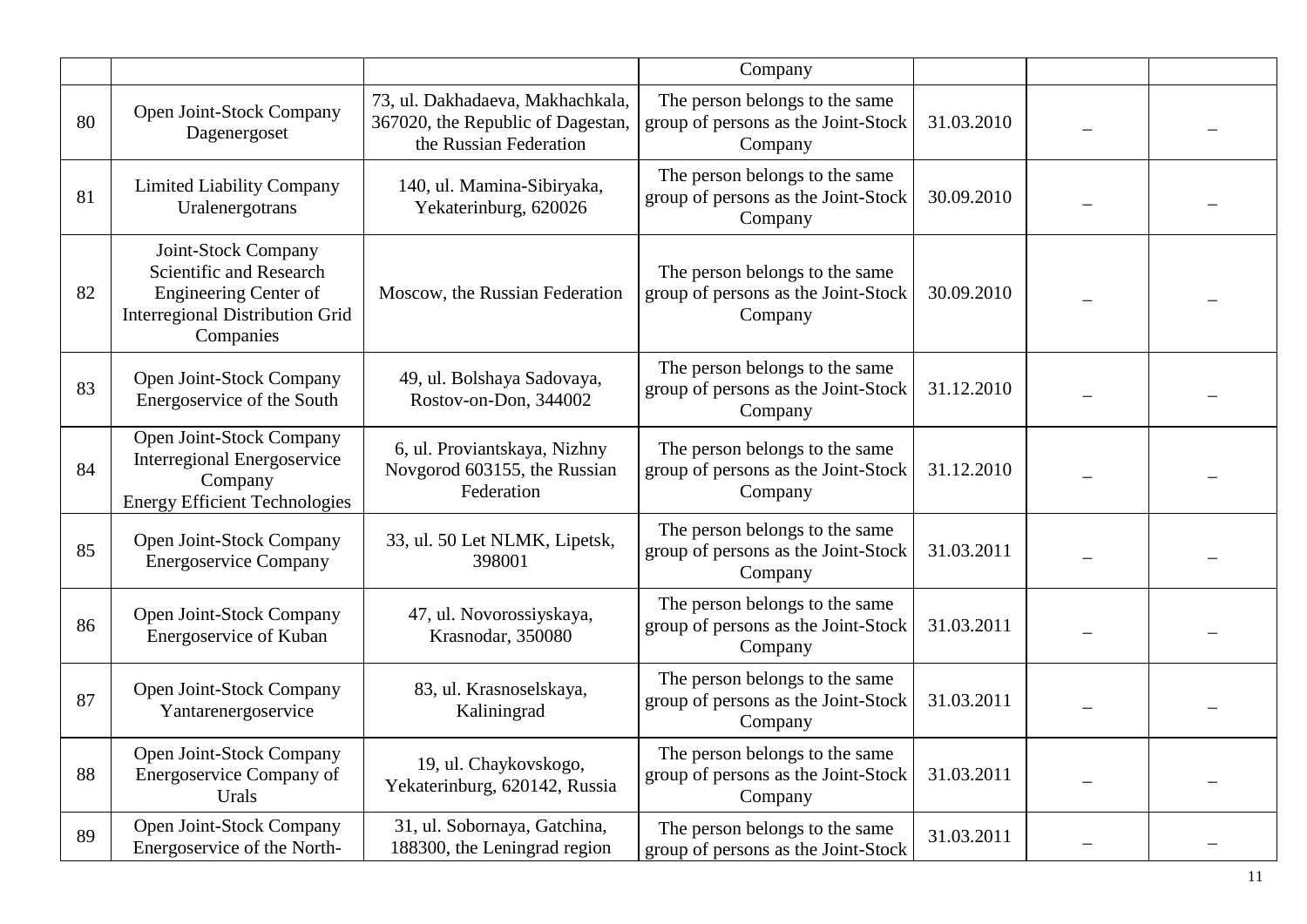| | | | Company | | | |
|---|---|---|---|---|---|---|
| 80 | Open Joint-Stock Company Dagenergoset | 73, ul. Dakhadaeva, Makhachkala, 367020, the Republic of Dagestan, the Russian Federation | The person belongs to the same group of persons as the Joint-Stock Company | 31.03.2010 | – | – |
| 81 | Limited Liability Company Uralenergotrans | 140, ul. Mamina-Sibiryaka, Yekaterinburg, 620026 | The person belongs to the same group of persons as the Joint-Stock Company | 30.09.2010 | – | – |
| 82 | Joint-Stock Company Scientific and Research Engineering Center of Interregional Distribution Grid Companies | Moscow, the Russian Federation | The person belongs to the same group of persons as the Joint-Stock Company | 30.09.2010 | – | – |
| 83 | Open Joint-Stock Company Energoservice of the South | 49, ul. Bolshaya Sadovaya, Rostov-on-Don, 344002 | The person belongs to the same group of persons as the Joint-Stock Company | 31.12.2010 | – | – |
| 84 | Open Joint-Stock Company Interregional Energoservice Company Energy Efficient Technologies | 6, ul. Proviantskaya, Nizhny Novgorod 603155, the Russian Federation | The person belongs to the same group of persons as the Joint-Stock Company | 31.12.2010 | – | – |
| 85 | Open Joint-Stock Company Energoservice Company | 33, ul. 50 Let NLMK, Lipetsk, 398001 | The person belongs to the same group of persons as the Joint-Stock Company | 31.03.2011 | – | – |
| 86 | Open Joint-Stock Company Energoservice of Kuban | 47, ul. Novorossiyskaya, Krasnodar, 350080 | The person belongs to the same group of persons as the Joint-Stock Company | 31.03.2011 | – | – |
| 87 | Open Joint-Stock Company Yantarenergoservice | 83, ul. Krasnoselskaya, Kaliningrad | The person belongs to the same group of persons as the Joint-Stock Company | 31.03.2011 | – | – |
| 88 | Open Joint-Stock Company Energoservice Company of Urals | 19, ul. Chaykovskogo, Yekaterinburg, 620142, Russia | The person belongs to the same group of persons as the Joint-Stock Company | 31.03.2011 | – | – |
| 89 | Open Joint-Stock Company Energoservice of the North- | 31, ul. Sobornaya, Gatchina, 188300, the Leningrad region | The person belongs to the same group of persons as the Joint-Stock | 31.03.2011 | – | – |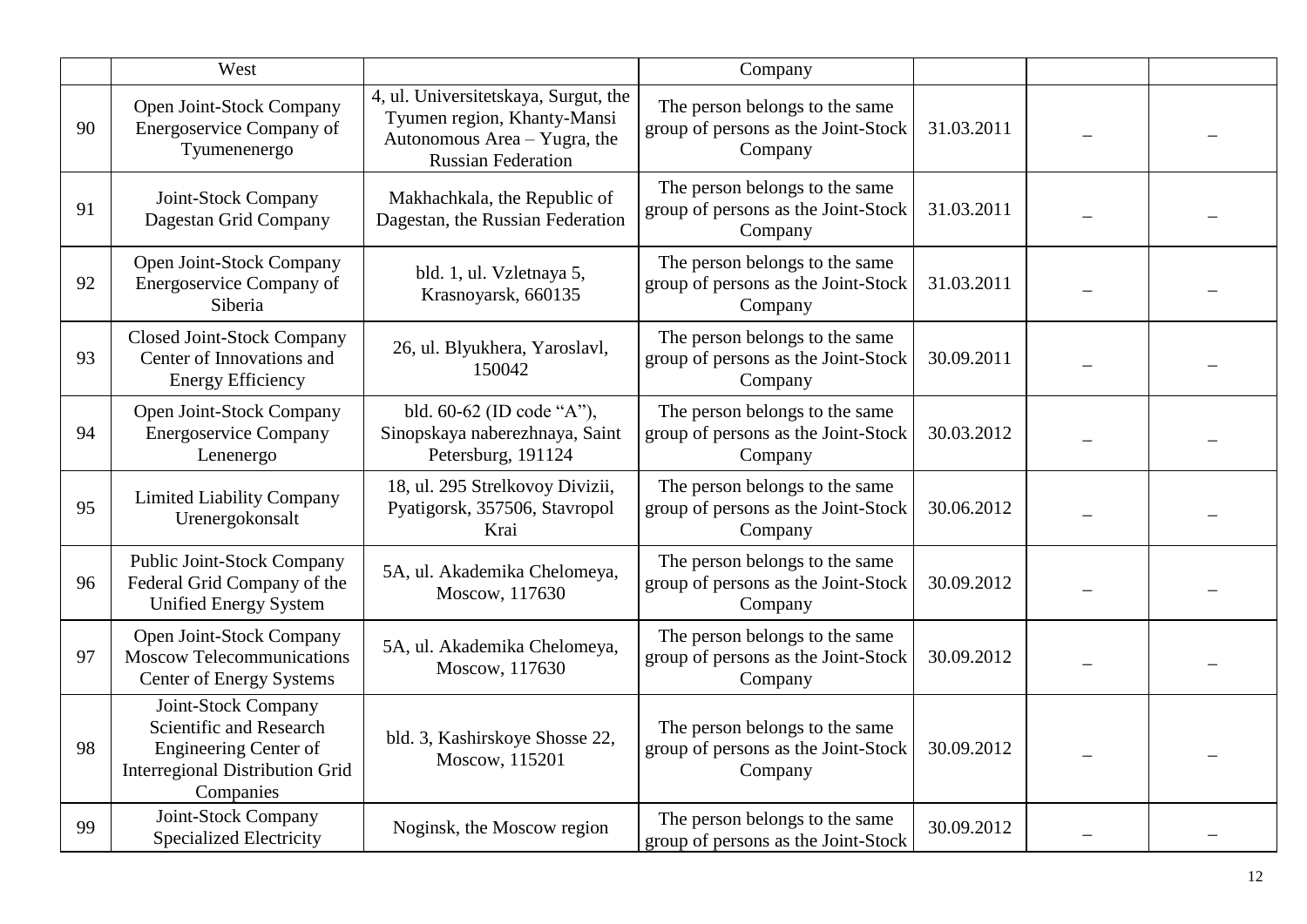|  | West |  | Company |  |  |  |
|---|---|---|---|---|---|---|
| 90 | Open Joint-Stock Company Energoservice Company of Tyumenenergo | 4, ul. Universitetskaya, Surgut, the Tyumen region, Khanty-Mansi Autonomous Area – Yugra, the Russian Federation | The person belongs to the same group of persons as the Joint-Stock Company | 31.03.2011 | – | – |
| 91 | Joint-Stock Company Dagestan Grid Company | Makhachkala, the Republic of Dagestan, the Russian Federation | The person belongs to the same group of persons as the Joint-Stock Company | 31.03.2011 | – | – |
| 92 | Open Joint-Stock Company Energoservice Company of Siberia | bld. 1, ul. Vzletnaya 5, Krasnoyarsk, 660135 | The person belongs to the same group of persons as the Joint-Stock Company | 31.03.2011 | – | – |
| 93 | Closed Joint-Stock Company Center of Innovations and Energy Efficiency | 26, ul. Blyukhera, Yaroslavl, 150042 | The person belongs to the same group of persons as the Joint-Stock Company | 30.09.2011 | – | – |
| 94 | Open Joint-Stock Company Energoservice Company Lenenergo | bld. 60-62 (ID code "A"), Sinopskaya naberezhnaya, Saint Petersburg, 191124 | The person belongs to the same group of persons as the Joint-Stock Company | 30.03.2012 | – | – |
| 95 | Limited Liability Company Urenergokonsalt | 18, ul. 295 Strelkovoy Divizii, Pyatigorsk, 357506, Stavropol Krai | The person belongs to the same group of persons as the Joint-Stock Company | 30.06.2012 | – | – |
| 96 | Public Joint-Stock Company Federal Grid Company of the Unified Energy System | 5A, ul. Akademika Chelomeya, Moscow, 117630 | The person belongs to the same group of persons as the Joint-Stock Company | 30.09.2012 | – | – |
| 97 | Open Joint-Stock Company Moscow Telecommunications Center of Energy Systems | 5A, ul. Akademika Chelomeya, Moscow, 117630 | The person belongs to the same group of persons as the Joint-Stock Company | 30.09.2012 | – | – |
| 98 | Joint-Stock Company Scientific and Research Engineering Center of Interregional Distribution Grid Companies | bld. 3, Kashirskoye Shosse 22, Moscow, 115201 | The person belongs to the same group of persons as the Joint-Stock Company | 30.09.2012 | – | – |
| 99 | Joint-Stock Company Specialized Electricity | Noginsk, the Moscow region | The person belongs to the same group of persons as the Joint-Stock | 30.09.2012 | – | – |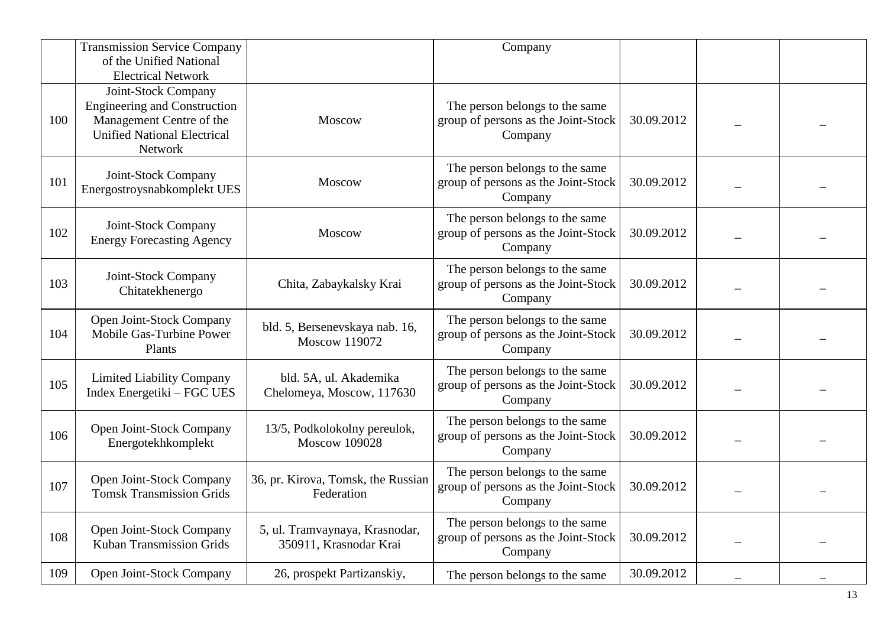|  |  |  |  |  |  |  |
|---|---|---|---|---|---|---|
|  | Transmission Service Company of the Unified National Electrical Network |  | Company |  |  |  |
| 100 | Joint-Stock Company Engineering and Construction Management Centre of the Unified National Electrical Network | Moscow | The person belongs to the same group of persons as the Joint-Stock Company | 30.09.2012 | – | – |
| 101 | Joint-Stock Company Energostroysnabkomplekt UES | Moscow | The person belongs to the same group of persons as the Joint-Stock Company | 30.09.2012 | – | – |
| 102 | Joint-Stock Company Energy Forecasting Agency | Moscow | The person belongs to the same group of persons as the Joint-Stock Company | 30.09.2012 | – | – |
| 103 | Joint-Stock Company Chitatekhenergo | Chita, Zabaykalsky Krai | The person belongs to the same group of persons as the Joint-Stock Company | 30.09.2012 | – | – |
| 104 | Open Joint-Stock Company Mobile Gas-Turbine Power Plants | bld. 5, Bersenevskaya nab. 16, Moscow 119072 | The person belongs to the same group of persons as the Joint-Stock Company | 30.09.2012 | – | – |
| 105 | Limited Liability Company Index Energetiki – FGC UES | bld. 5A, ul. Akademika Chelomeya, Moscow, 117630 | The person belongs to the same group of persons as the Joint-Stock Company | 30.09.2012 | – | – |
| 106 | Open Joint-Stock Company Energotekhkomplekt | 13/5, Podkolokolny pereulok, Moscow 109028 | The person belongs to the same group of persons as the Joint-Stock Company | 30.09.2012 | – | – |
| 107 | Open Joint-Stock Company Tomsk Transmission Grids | 36, pr. Kirova, Tomsk, the Russian Federation | The person belongs to the same group of persons as the Joint-Stock Company | 30.09.2012 | – | – |
| 108 | Open Joint-Stock Company Kuban Transmission Grids | 5, ul. Tramvaynaya, Krasnodar, 350911, Krasnodar Krai | The person belongs to the same group of persons as the Joint-Stock Company | 30.09.2012 | – | – |
| 109 | Open Joint-Stock Company | 26, prospekt Partizanskiy, | The person belongs to the same | 30.09.2012 | – | – |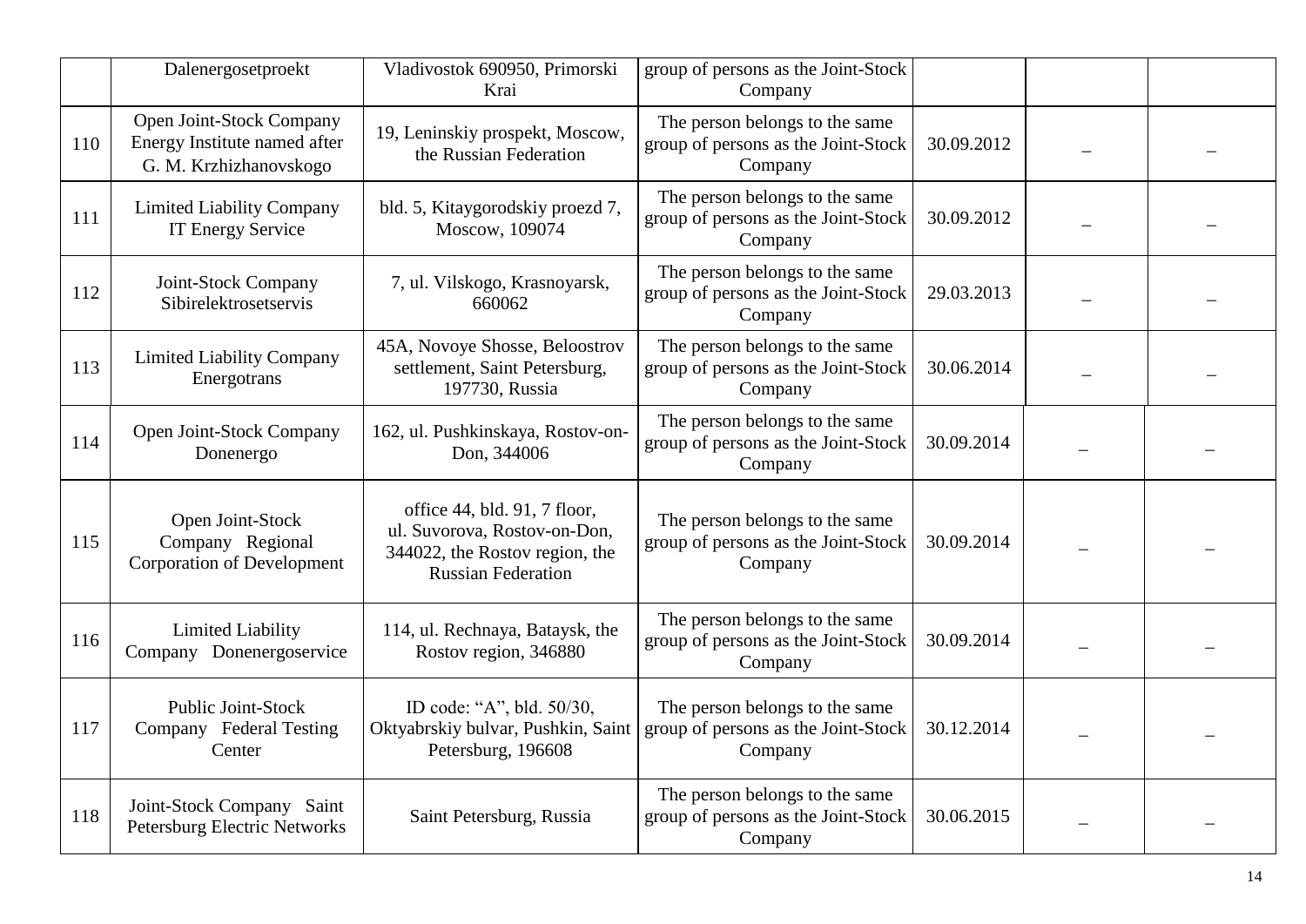| | | | | | | |
|---|---|---|---|---|---|---|
| | Dalenergosetproekt | Vladivostok 690950, Primorski Krai | group of persons as the Joint-Stock Company | | | |
| 110 | Open Joint-Stock Company Energy Institute named after G. M. Krzhizhanovskogo | 19, Leninskiy prospekt, Moscow, the Russian Federation | The person belongs to the same group of persons as the Joint-Stock Company | 30.09.2012 | – | – |
| 111 | Limited Liability Company IT Energy Service | bld. 5, Kitaygorodskiy proezd 7, Moscow, 109074 | The person belongs to the same group of persons as the Joint-Stock Company | 30.09.2012 | – | – |
| 112 | Joint-Stock Company Sibirelektrosetservis | 7, ul. Vilskogo, Krasnoyarsk, 660062 | The person belongs to the same group of persons as the Joint-Stock Company | 29.03.2013 | – | – |
| 113 | Limited Liability Company Energotrans | 45A, Novoye Shosse, Beloostrov settlement, Saint Petersburg, 197730, Russia | The person belongs to the same group of persons as the Joint-Stock Company | 30.06.2014 | – | – |
| 114 | Open Joint-Stock Company Donenergo | 162, ul. Pushkinskaya, Rostov-on-Don, 344006 | The person belongs to the same group of persons as the Joint-Stock Company | 30.09.2014 | – | – |
| 115 | Open Joint-Stock Company Regional Corporation of Development | office 44, bld. 91, 7 floor, ul. Suvorova, Rostov-on-Don, 344022, the Rostov region, the Russian Federation | The person belongs to the same group of persons as the Joint-Stock Company | 30.09.2014 | – | – |
| 116 | Limited Liability Company Donenergoservice | 114, ul. Rechnaya, Bataysk, the Rostov region, 346880 | The person belongs to the same group of persons as the Joint-Stock Company | 30.09.2014 | – | – |
| 117 | Public Joint-Stock Company Federal Testing Center | ID code: "A", bld. 50/30, Oktyabrskiy bulvar, Pushkin, Saint Petersburg, 196608 | The person belongs to the same group of persons as the Joint-Stock Company | 30.12.2014 | – | – |
| 118 | Joint-Stock Company Saint Petersburg Electric Networks | Saint Petersburg, Russia | The person belongs to the same group of persons as the Joint-Stock Company | 30.06.2015 | – | – |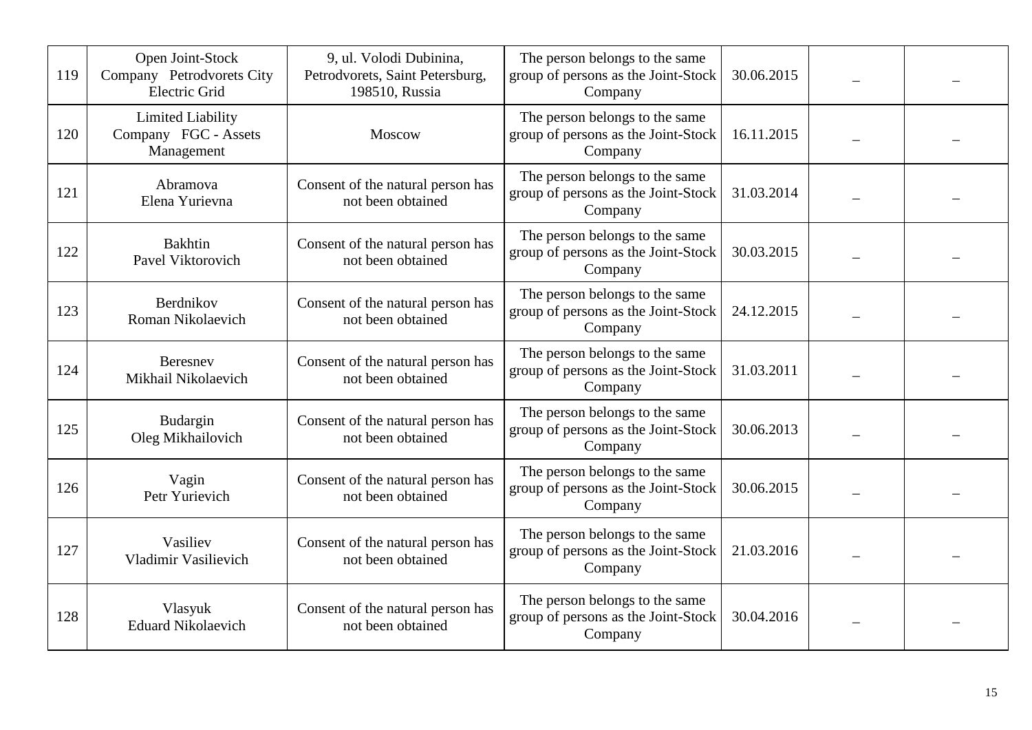| | | | | | | |
|---|---|---|---|---|---|---|
| 119 | Open Joint-Stock Company Petrodvorets City Electric Grid | 9, ul. Volodi Dubinina, Petrodvorets, Saint Petersburg, 198510, Russia | The person belongs to the same group of persons as the Joint-Stock Company | 30.06.2015 | – | – |
| 120 | Limited Liability Company FGC - Assets Management | Moscow | The person belongs to the same group of persons as the Joint-Stock Company | 16.11.2015 | – | – |
| 121 | Abramova Elena Yurievna | Consent of the natural person has not been obtained | The person belongs to the same group of persons as the Joint-Stock Company | 31.03.2014 | – | – |
| 122 | Bakhtin Pavel Viktorovich | Consent of the natural person has not been obtained | The person belongs to the same group of persons as the Joint-Stock Company | 30.03.2015 | – | – |
| 123 | Berdnikov Roman Nikolaevich | Consent of the natural person has not been obtained | The person belongs to the same group of persons as the Joint-Stock Company | 24.12.2015 | – | – |
| 124 | Beresnev Mikhail Nikolaevich | Consent of the natural person has not been obtained | The person belongs to the same group of persons as the Joint-Stock Company | 31.03.2011 | – | – |
| 125 | Budargin Oleg Mikhailovich | Consent of the natural person has not been obtained | The person belongs to the same group of persons as the Joint-Stock Company | 30.06.2013 | – | – |
| 126 | Vagin Petr Yurievich | Consent of the natural person has not been obtained | The person belongs to the same group of persons as the Joint-Stock Company | 30.06.2015 | – | – |
| 127 | Vasiliev Vladimir Vasilievich | Consent of the natural person has not been obtained | The person belongs to the same group of persons as the Joint-Stock Company | 21.03.2016 | – | – |
| 128 | Vlasyuk Eduard Nikolaevich | Consent of the natural person has not been obtained | The person belongs to the same group of persons as the Joint-Stock Company | 30.04.2016 | – | – |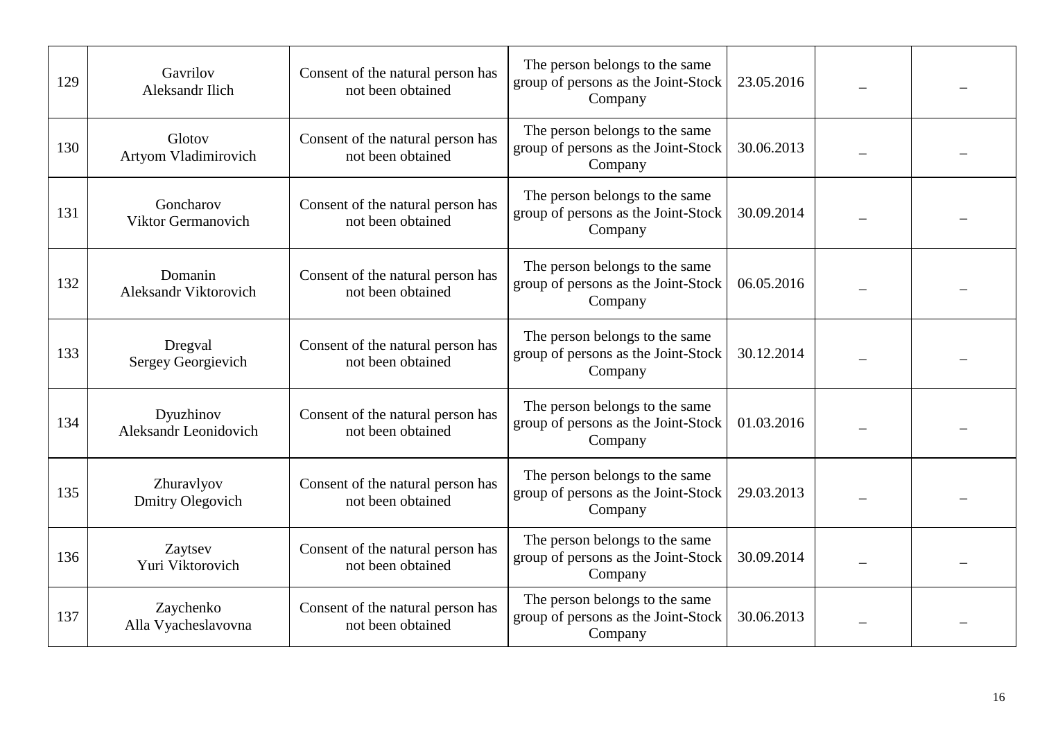| | | | | | | |
|---|---|---|---|---|---|---|
| 129 | Gavrilov Aleksandr Ilich | Consent of the natural person has not been obtained | The person belongs to the same group of persons as the Joint-Stock Company | 23.05.2016 | – | – |
| 130 | Glotov Artyom Vladimirovich | Consent of the natural person has not been obtained | The person belongs to the same group of persons as the Joint-Stock Company | 30.06.2013 | – | – |
| 131 | Goncharov Viktor Germanovich | Consent of the natural person has not been obtained | The person belongs to the same group of persons as the Joint-Stock Company | 30.09.2014 | – | – |
| 132 | Domanin Aleksandr Viktorovich | Consent of the natural person has not been obtained | The person belongs to the same group of persons as the Joint-Stock Company | 06.05.2016 | – | – |
| 133 | Dregval Sergey Georgievich | Consent of the natural person has not been obtained | The person belongs to the same group of persons as the Joint-Stock Company | 30.12.2014 | – | – |
| 134 | Dyuzhinov Aleksandr Leonidovich | Consent of the natural person has not been obtained | The person belongs to the same group of persons as the Joint-Stock Company | 01.03.2016 | – | – |
| 135 | Zhuravlyov Dmitry Olegovich | Consent of the natural person has not been obtained | The person belongs to the same group of persons as the Joint-Stock Company | 29.03.2013 | – | – |
| 136 | Zaytsev Yuri Viktorovich | Consent of the natural person has not been obtained | The person belongs to the same group of persons as the Joint-Stock Company | 30.09.2014 | – | – |
| 137 | Zaychenko Alla Vyacheslavovna | Consent of the natural person has not been obtained | The person belongs to the same group of persons as the Joint-Stock Company | 30.06.2013 | – | – |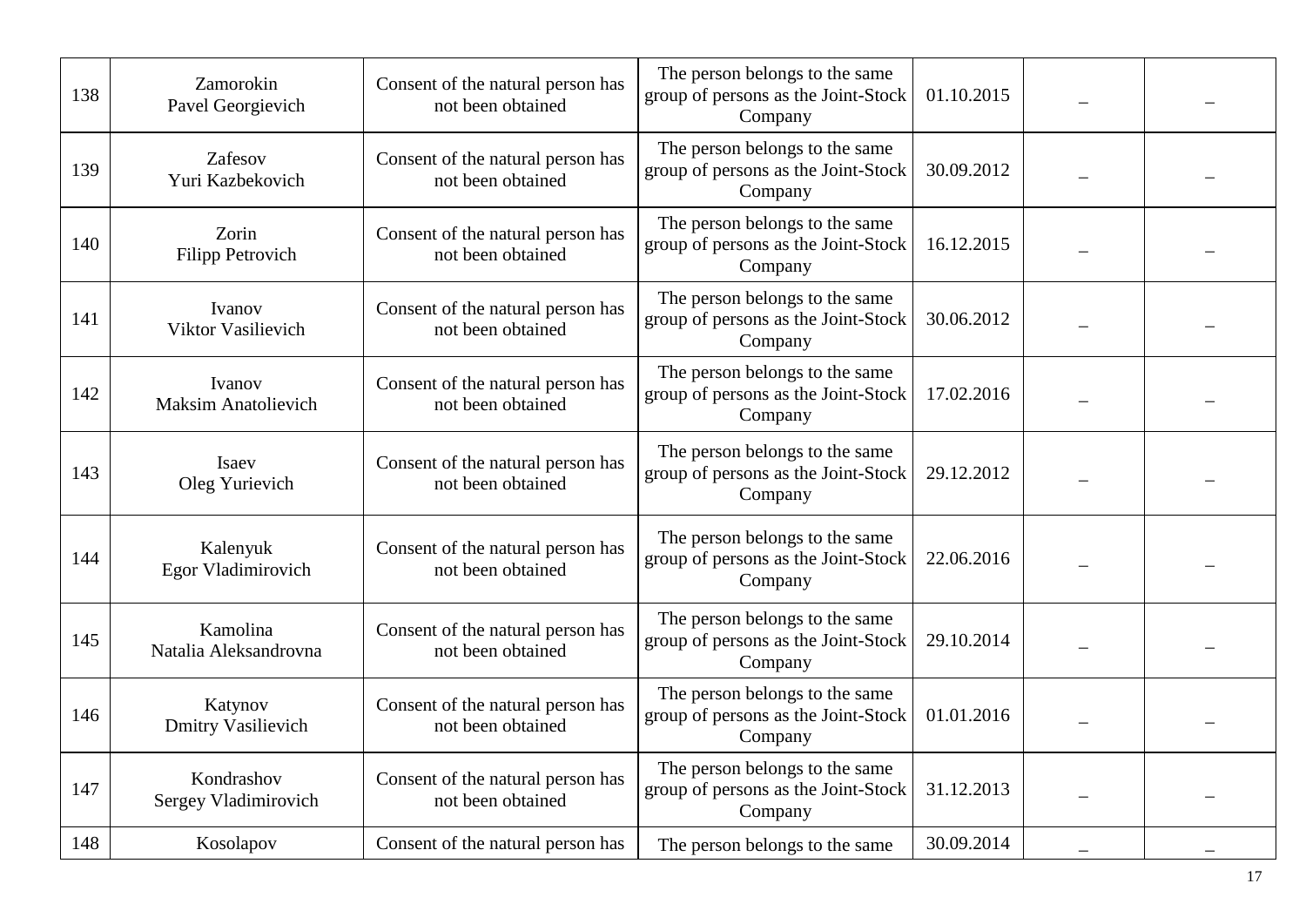| | | | | | | |
|---|---|---|---|---|---|---|
| 138 | Zamorokin Pavel Georgievich | Consent of the natural person has not been obtained | The person belongs to the same group of persons as the Joint-Stock Company | 01.10.2015 | – | – |
| 139 | Zafesov Yuri Kazbekovich | Consent of the natural person has not been obtained | The person belongs to the same group of persons as the Joint-Stock Company | 30.09.2012 | – | – |
| 140 | Zorin Filipp Petrovich | Consent of the natural person has not been obtained | The person belongs to the same group of persons as the Joint-Stock Company | 16.12.2015 | – | – |
| 141 | Ivanov Viktor Vasilievich | Consent of the natural person has not been obtained | The person belongs to the same group of persons as the Joint-Stock Company | 30.06.2012 | – | – |
| 142 | Ivanov Maksim Anatolievich | Consent of the natural person has not been obtained | The person belongs to the same group of persons as the Joint-Stock Company | 17.02.2016 | – | – |
| 143 | Isaev Oleg Yurievich | Consent of the natural person has not been obtained | The person belongs to the same group of persons as the Joint-Stock Company | 29.12.2012 | – | – |
| 144 | Kalenyuk Egor Vladimirovich | Consent of the natural person has not been obtained | The person belongs to the same group of persons as the Joint-Stock Company | 22.06.2016 | – | – |
| 145 | Kamolina Natalia Aleksandrovna | Consent of the natural person has not been obtained | The person belongs to the same group of persons as the Joint-Stock Company | 29.10.2014 | – | – |
| 146 | Katynov Dmitry Vasilievich | Consent of the natural person has not been obtained | The person belongs to the same group of persons as the Joint-Stock Company | 01.01.2016 | – | – |
| 147 | Kondrashov Sergey Vladimirovich | Consent of the natural person has not been obtained | The person belongs to the same group of persons as the Joint-Stock Company | 31.12.2013 | – | – |
| 148 | Kosolapov | Consent of the natural person has | The person belongs to the same | 30.09.2014 | – | – |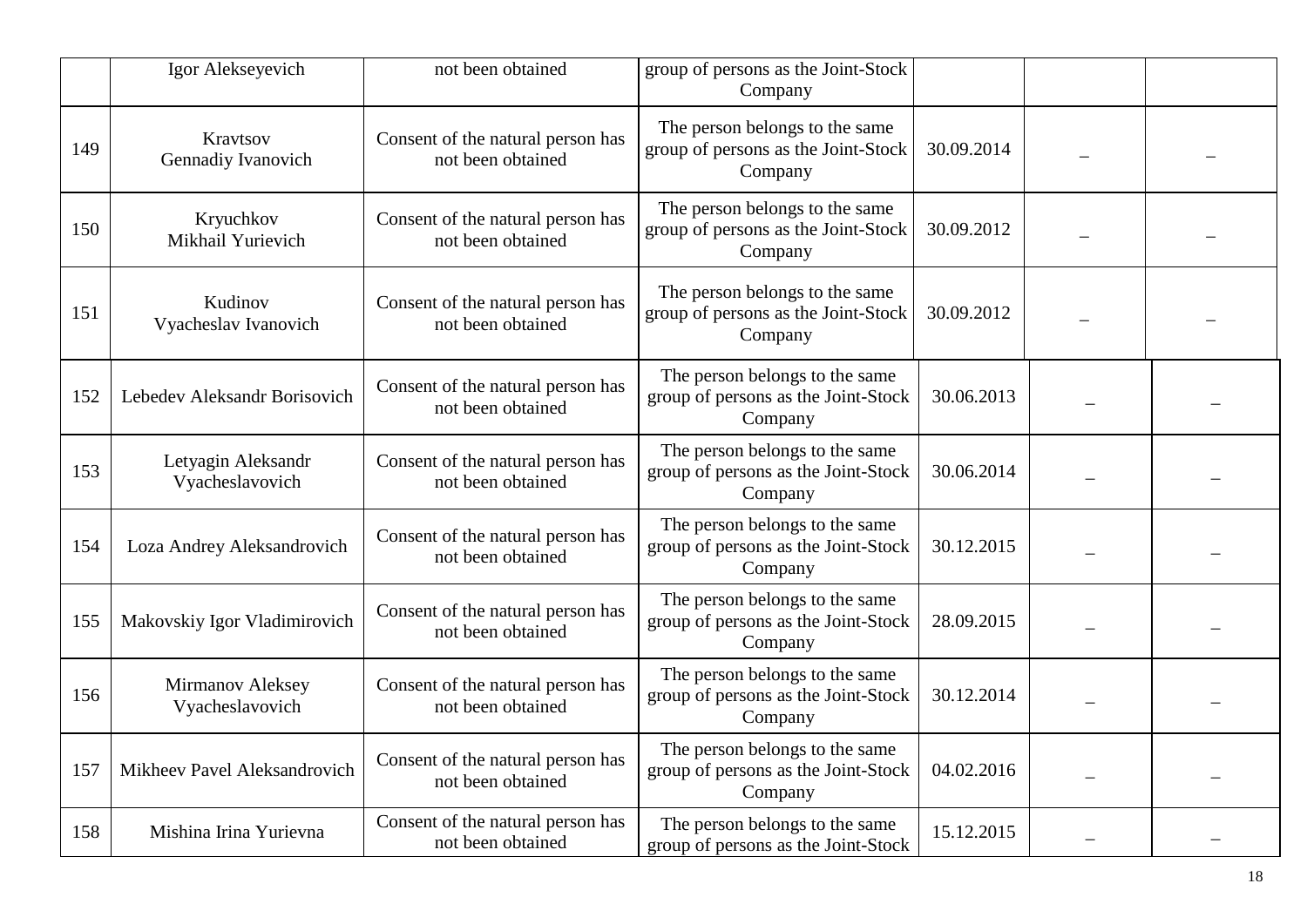| | | | | | | |
|---|---|---|---|---|---|---|
| | Igor Alekseyevich | not been obtained | group of persons as the Joint-Stock Company | | | |
| 149 | Kravtsov Gennadiy Ivanovich | Consent of the natural person has not been obtained | The person belongs to the same group of persons as the Joint-Stock Company | 30.09.2014 | – | – |
| 150 | Kryuchkov Mikhail Yurievich | Consent of the natural person has not been obtained | The person belongs to the same group of persons as the Joint-Stock Company | 30.09.2012 | – | – |
| 151 | Kudinov Vyacheslav Ivanovich | Consent of the natural person has not been obtained | The person belongs to the same group of persons as the Joint-Stock Company | 30.09.2012 | – | – |
| 152 | Lebedev Aleksandr Borisovich | Consent of the natural person has not been obtained | The person belongs to the same group of persons as the Joint-Stock Company | 30.06.2013 | – | – |
| 153 | Letyagin Aleksandr Vyacheslavovich | Consent of the natural person has not been obtained | The person belongs to the same group of persons as the Joint-Stock Company | 30.06.2014 | – | – |
| 154 | Loza Andrey Aleksandrovich | Consent of the natural person has not been obtained | The person belongs to the same group of persons as the Joint-Stock Company | 30.12.2015 | – | – |
| 155 | Makovskiy Igor Vladimirovich | Consent of the natural person has not been obtained | The person belongs to the same group of persons as the Joint-Stock Company | 28.09.2015 | – | – |
| 156 | Mirmanov Aleksey Vyacheslavovich | Consent of the natural person has not been obtained | The person belongs to the same group of persons as the Joint-Stock Company | 30.12.2014 | – | – |
| 157 | Mikheev Pavel Aleksandrovich | Consent of the natural person has not been obtained | The person belongs to the same group of persons as the Joint-Stock Company | 04.02.2016 | – | – |
| 158 | Mishina Irina Yurievna | Consent of the natural person has not been obtained | The person belongs to the same group of persons as the Joint-Stock | 15.12.2015 | – | – |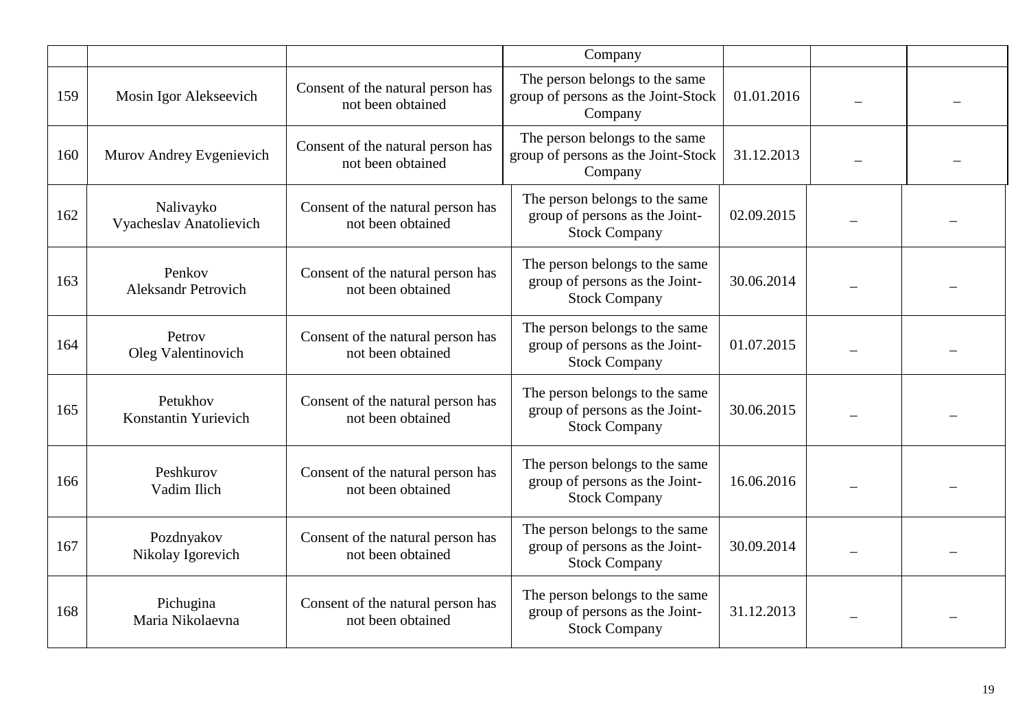| | | | Company | | | |
|---|---|---|---|---|---|---|
| 159 | Mosin Igor Alekseevich | Consent of the natural person has not been obtained | The person belongs to the same group of persons as the Joint-Stock Company | 01.01.2016 | _ | _ |
| 160 | Murov Andrey Evgenievich | Consent of the natural person has not been obtained | The person belongs to the same group of persons as the Joint-Stock Company | 31.12.2013 | _ | _ |
| 162 | Nalivayko Vyacheslav Anatolievich | Consent of the natural person has not been obtained | The person belongs to the same group of persons as the Joint-Stock Company | 02.09.2015 | _ | _ |
| 163 | Penkov Aleksandr Petrovich | Consent of the natural person has not been obtained | The person belongs to the same group of persons as the Joint-Stock Company | 30.06.2014 | _ | _ |
| 164 | Petrov Oleg Valentinovich | Consent of the natural person has not been obtained | The person belongs to the same group of persons as the Joint-Stock Company | 01.07.2015 | _ | _ |
| 165 | Petukhov Konstantin Yurievich | Consent of the natural person has not been obtained | The person belongs to the same group of persons as the Joint-Stock Company | 30.06.2015 | _ | _ |
| 166 | Peshkurov Vadim Ilich | Consent of the natural person has not been obtained | The person belongs to the same group of persons as the Joint-Stock Company | 16.06.2016 | _ | _ |
| 167 | Pozdnyakov Nikolay Igorevich | Consent of the natural person has not been obtained | The person belongs to the same group of persons as the Joint-Stock Company | 30.09.2014 | _ | _ |
| 168 | Pichugina Maria Nikolaevna | Consent of the natural person has not been obtained | The person belongs to the same group of persons as the Joint-Stock Company | 31.12.2013 | _ | _ |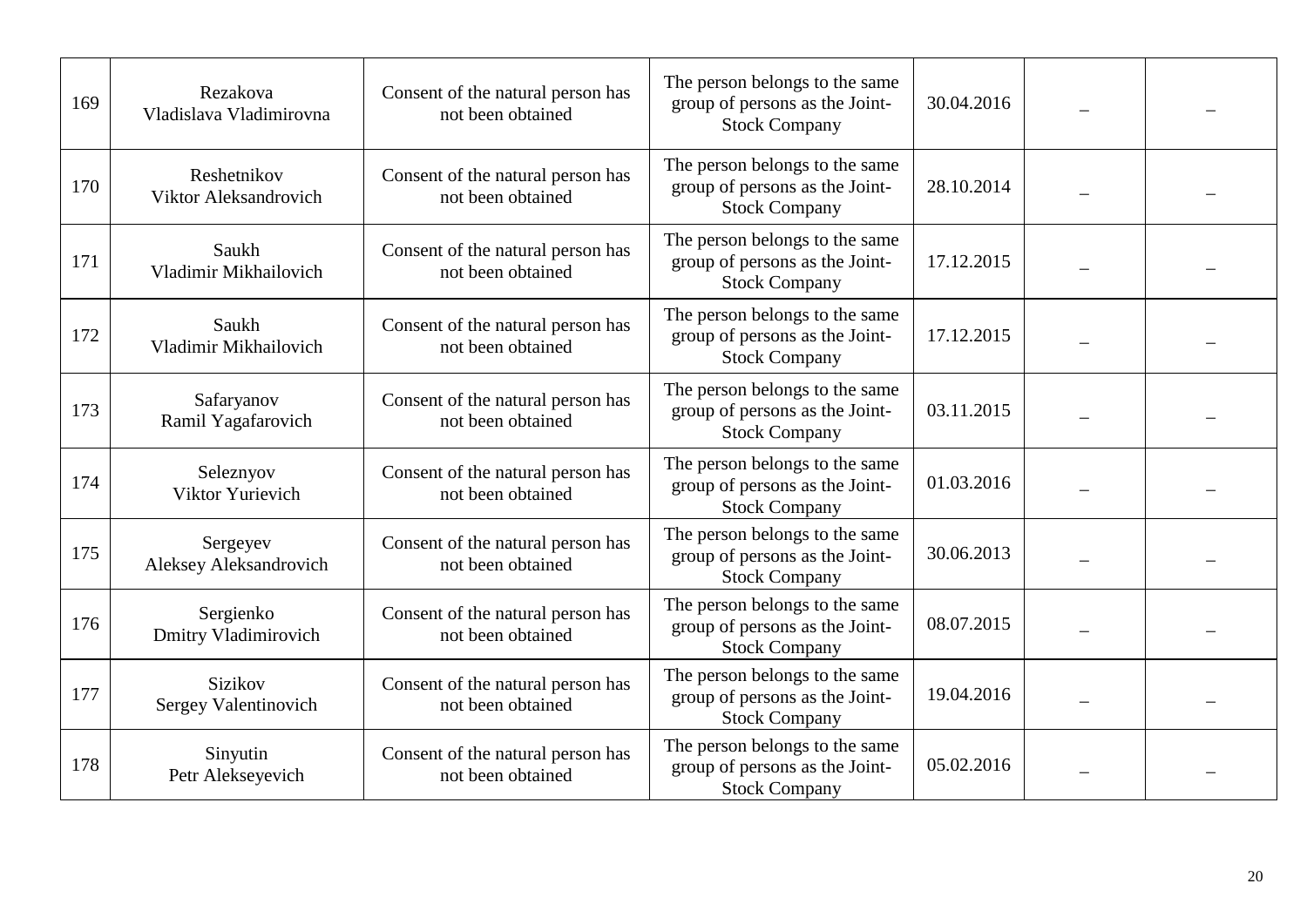| | | | | | | |
|---|---|---|---|---|---|---|
| 169 | Rezakova Vladislava Vladimirovna | Consent of the natural person has not been obtained | The person belongs to the same group of persons as the Joint-Stock Company | 30.04.2016 | – | – |
| 170 | Reshetnikov Viktor Aleksandrovich | Consent of the natural person has not been obtained | The person belongs to the same group of persons as the Joint-Stock Company | 28.10.2014 | – | – |
| 171 | Saukh Vladimir Mikhailovich | Consent of the natural person has not been obtained | The person belongs to the same group of persons as the Joint-Stock Company | 17.12.2015 | – | – |
| 172 | Saukh Vladimir Mikhailovich | Consent of the natural person has not been obtained | The person belongs to the same group of persons as the Joint-Stock Company | 17.12.2015 | – | – |
| 173 | Safaryanov Ramil Yagafarovich | Consent of the natural person has not been obtained | The person belongs to the same group of persons as the Joint-Stock Company | 03.11.2015 | – | – |
| 174 | Seleznyov Viktor Yurievich | Consent of the natural person has not been obtained | The person belongs to the same group of persons as the Joint-Stock Company | 01.03.2016 | – | – |
| 175 | Sergeyev Aleksey Aleksandrovich | Consent of the natural person has not been obtained | The person belongs to the same group of persons as the Joint-Stock Company | 30.06.2013 | – | – |
| 176 | Sergienko Dmitry Vladimirovich | Consent of the natural person has not been obtained | The person belongs to the same group of persons as the Joint-Stock Company | 08.07.2015 | – | – |
| 177 | Sizikov Sergey Valentinovich | Consent of the natural person has not been obtained | The person belongs to the same group of persons as the Joint-Stock Company | 19.04.2016 | – | – |
| 178 | Sinyutin Petr Alekseyevich | Consent of the natural person has not been obtained | The person belongs to the same group of persons as the Joint-Stock Company | 05.02.2016 | – | – |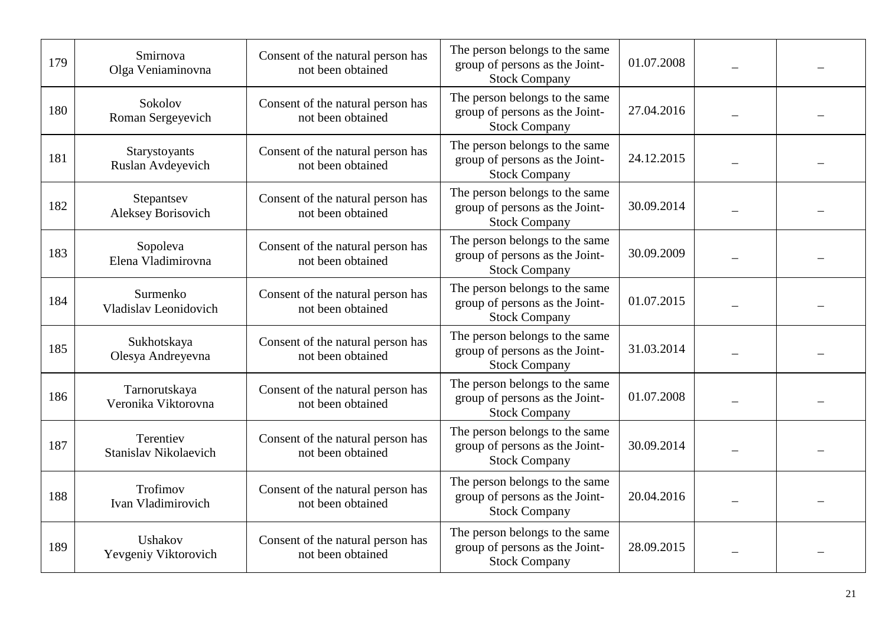| | | | | | | |
|---|---|---|---|---|---|---|
| 179 | Smirnova Olga Veniaminovna | Consent of the natural person has not been obtained | The person belongs to the same group of persons as the Joint-Stock Company | 01.07.2008 | – | – |
| 180 | Sokolov Roman Sergeyevich | Consent of the natural person has not been obtained | The person belongs to the same group of persons as the Joint-Stock Company | 27.04.2016 | – | – |
| 181 | Starystoyants Ruslan Avdeyevich | Consent of the natural person has not been obtained | The person belongs to the same group of persons as the Joint-Stock Company | 24.12.2015 | – | – |
| 182 | Stepantsev Aleksey Borisovich | Consent of the natural person has not been obtained | The person belongs to the same group of persons as the Joint-Stock Company | 30.09.2014 | – | – |
| 183 | Sopoleva Elena Vladimirovna | Consent of the natural person has not been obtained | The person belongs to the same group of persons as the Joint-Stock Company | 30.09.2009 | – | – |
| 184 | Surmenko Vladislav Leonidovich | Consent of the natural person has not been obtained | The person belongs to the same group of persons as the Joint-Stock Company | 01.07.2015 | – | – |
| 185 | Sukhotskaya Olesya Andreyevna | Consent of the natural person has not been obtained | The person belongs to the same group of persons as the Joint-Stock Company | 31.03.2014 | – | – |
| 186 | Tarnorutskaya Veronika Viktorovna | Consent of the natural person has not been obtained | The person belongs to the same group of persons as the Joint-Stock Company | 01.07.2008 | – | – |
| 187 | Terentiev Stanislav Nikolaevich | Consent of the natural person has not been obtained | The person belongs to the same group of persons as the Joint-Stock Company | 30.09.2014 | – | – |
| 188 | Trofimov Ivan Vladimirovich | Consent of the natural person has not been obtained | The person belongs to the same group of persons as the Joint-Stock Company | 20.04.2016 | – | – |
| 189 | Ushakov Yevgeniy Viktorovich | Consent of the natural person has not been obtained | The person belongs to the same group of persons as the Joint-Stock Company | 28.09.2015 | – | – |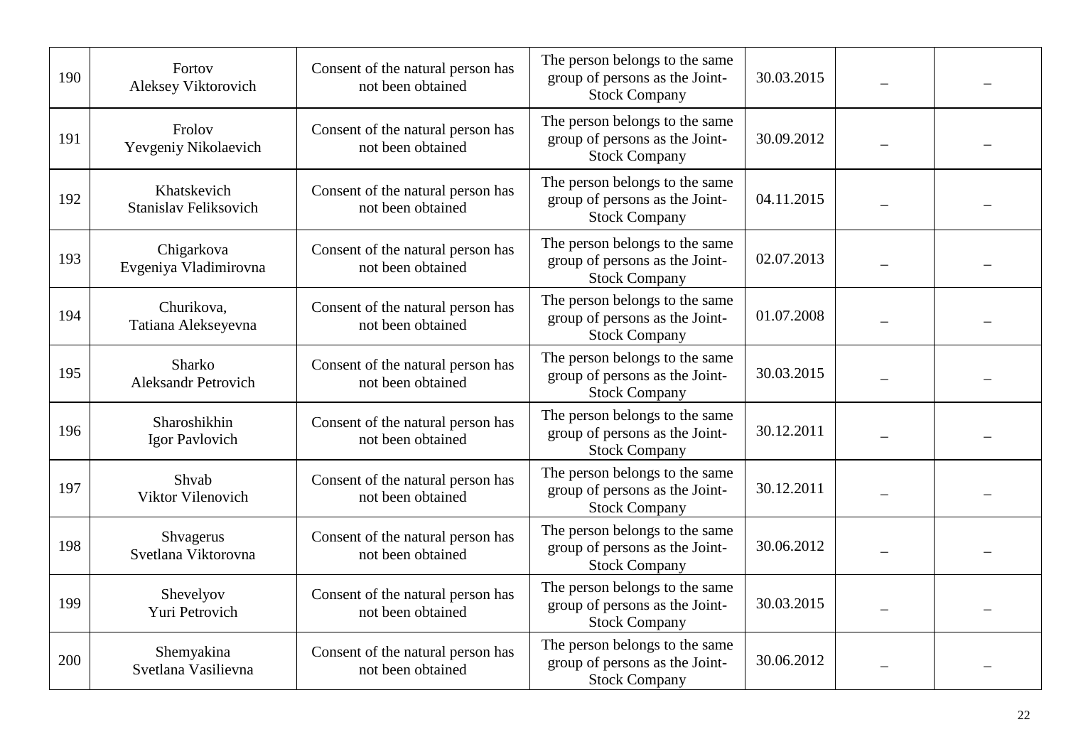| 190 | Fortov Aleksey Viktorovich | Consent of the natural person has not been obtained | The person belongs to the same group of persons as the Joint-Stock Company | 30.03.2015 | – | – |
|---|---|---|---|---|---|---|
| 191 | Frolov Yevgeniy Nikolaevich | Consent of the natural person has not been obtained | The person belongs to the same group of persons as the Joint-Stock Company | 30.09.2012 | – | – |
| 192 | Khatskevich Stanislav Feliksovich | Consent of the natural person has not been obtained | The person belongs to the same group of persons as the Joint-Stock Company | 04.11.2015 | – | – |
| 193 | Chigarkova Evgeniya Vladimirovna | Consent of the natural person has not been obtained | The person belongs to the same group of persons as the Joint-Stock Company | 02.07.2013 | – | – |
| 194 | Churikova, Tatiana Alekseyevna | Consent of the natural person has not been obtained | The person belongs to the same group of persons as the Joint-Stock Company | 01.07.2008 | – | – |
| 195 | Sharko Aleksandr Petrovich | Consent of the natural person has not been obtained | The person belongs to the same group of persons as the Joint-Stock Company | 30.03.2015 | – | – |
| 196 | Sharoshikhin Igor Pavlovich | Consent of the natural person has not been obtained | The person belongs to the same group of persons as the Joint-Stock Company | 30.12.2011 | – | – |
| 197 | Shvab Viktor Vilenovich | Consent of the natural person has not been obtained | The person belongs to the same group of persons as the Joint-Stock Company | 30.12.2011 | – | – |
| 198 | Shvagerus Svetlana Viktorovna | Consent of the natural person has not been obtained | The person belongs to the same group of persons as the Joint-Stock Company | 30.06.2012 | – | – |
| 199 | Shevelyov Yuri Petrovich | Consent of the natural person has not been obtained | The person belongs to the same group of persons as the Joint-Stock Company | 30.03.2015 | – | – |
| 200 | Shemyakina Svetlana Vasilievna | Consent of the natural person has not been obtained | The person belongs to the same group of persons as the Joint-Stock Company | 30.06.2012 | – | – |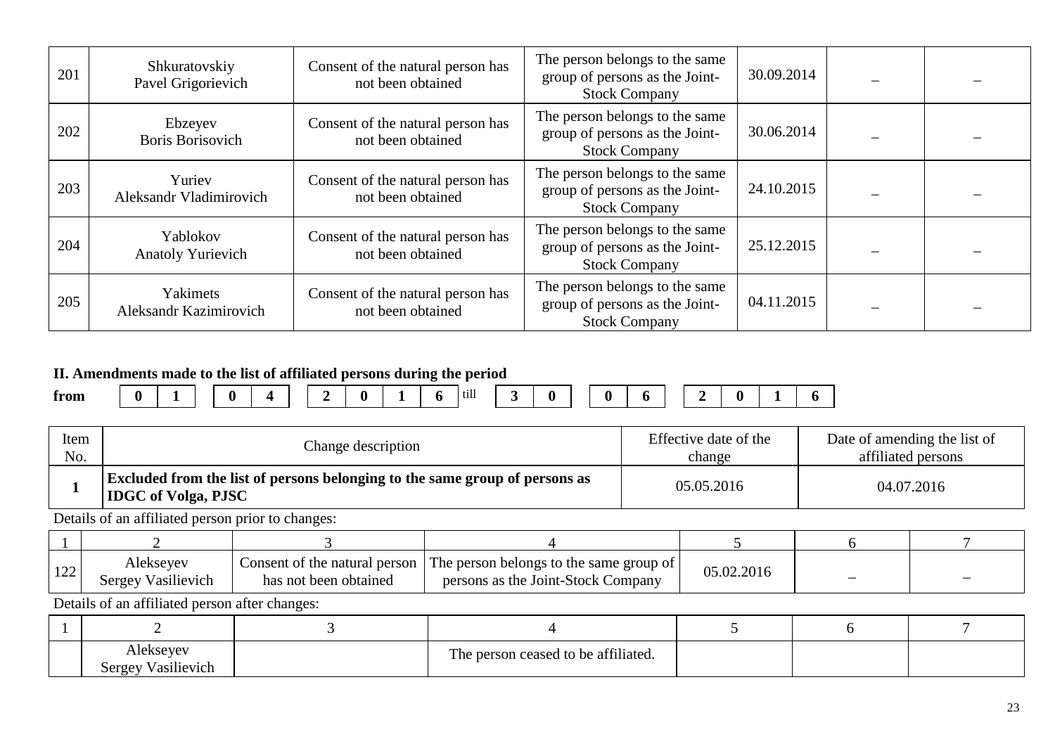| | | | | | | |
|---|---|---|---|---|---|---|
| 201 | Shkuratovskiy Pavel Grigorievich | Consent of the natural person has not been obtained | The person belongs to the same group of persons as the Joint-Stock Company | 30.09.2014 | – | – |
| 202 | Ebzeyev Boris Borisovich | Consent of the natural person has not been obtained | The person belongs to the same group of persons as the Joint-Stock Company | 30.06.2014 | – | – |
| 203 | Yuriev Aleksandr Vladimirovich | Consent of the natural person has not been obtained | The person belongs to the same group of persons as the Joint-Stock Company | 24.10.2015 | – | – |
| 204 | Yablokov Anatoly Yurievich | Consent of the natural person has not been obtained | The person belongs to the same group of persons as the Joint-Stock Company | 25.12.2015 | – | – |
| 205 | Yakimets Aleksandr Kazimirovich | Consent of the natural person has not been obtained | The person belongs to the same group of persons as the Joint-Stock Company | 04.11.2015 | – | – |

**II. Amendments made to the list of affiliated persons during the period**

**from** 01.04.2016 till 30.06.2016

| Item No. | Change description | Effective date of the change | Date of amending the list of affiliated persons |
|---|---|---|---|
| **1** | **Excluded from the list of persons belonging to the same group of persons as IDGC of Volga, PJSC** | 05.05.2016 | 04.07.2016 |

Details of an affiliated person prior to changes:

| 1 | 2 | 3 | 4 | 5 | 6 | 7 |
|---|---|---|---|---|---|---|
| 122 | Alekseyev Sergey Vasilievich | Consent of the natural person has not been obtained | The person belongs to the same group of persons as the Joint-Stock Company | 05.02.2016 | – | – |

Details of an affiliated person after changes:

| 1 | 2 | 3 | 4 | 5 | 6 | 7 |
|---|---|---|---|---|---|---|
| | Alekseyev Sergey Vasilievich | | The person ceased to be affiliated. | | | |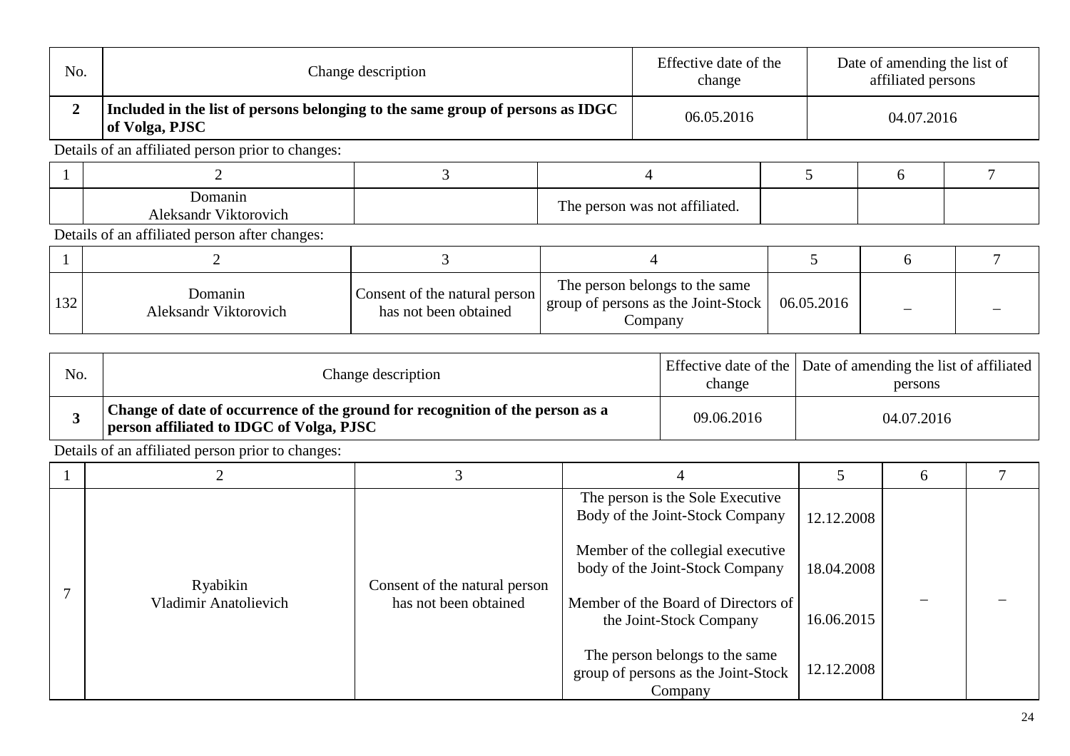| No. | Change description | Effective date of the change | Date of amending the list of affiliated persons |
|---|---|---|---|
| **2** | **Included in the list of persons belonging to the same group of persons as IDGC of Volga, PJSC** | 06.05.2016 | 04.07.2016 |

Details of an affiliated person prior to changes:

| 1 | 2 | 3 | 4 | 5 | 6 | 7 |
|---|---|---|---|---|---|---|
| | Domanin Aleksandr Viktorovich | | The person was not affiliated. | | | |

Details of an affiliated person after changes:

| 1 | 2 | 3 | 4 | 5 | 6 | 7 |
|---|---|---|---|---|---|---|
| 132 | Domanin Aleksandr Viktorovich | Consent of the natural person has not been obtained | The person belongs to the same group of persons as the Joint-Stock Company | 06.05.2016 | – | – |

| No. | Change description | Effective date of the change | Date of amending the list of affiliated persons |
|---|---|---|---|
| **3** | **Change of date of occurrence of the ground for recognition of the person as a person affiliated to IDGC of Volga, PJSC** | 09.06.2016 | 04.07.2016 |

Details of an affiliated person prior to changes:

| 1 | 2 | 3 | 4 | 5 | 6 | 7 |
|---|---|---|---|---|---|---|
| 7 | Ryabikin Vladimir Anatolievich | Consent of the natural person has not been obtained | The person is the Sole Executive Body of the Joint-Stock Company | 12.12.2008 | – | – |
| | | | Member of the collegial executive body of the Joint-Stock Company | 18.04.2008 | | |
| | | | Member of the Board of Directors of the Joint-Stock Company | 16.06.2015 | | |
| | | | The person belongs to the same group of persons as the Joint-Stock Company | 12.12.2008 | | |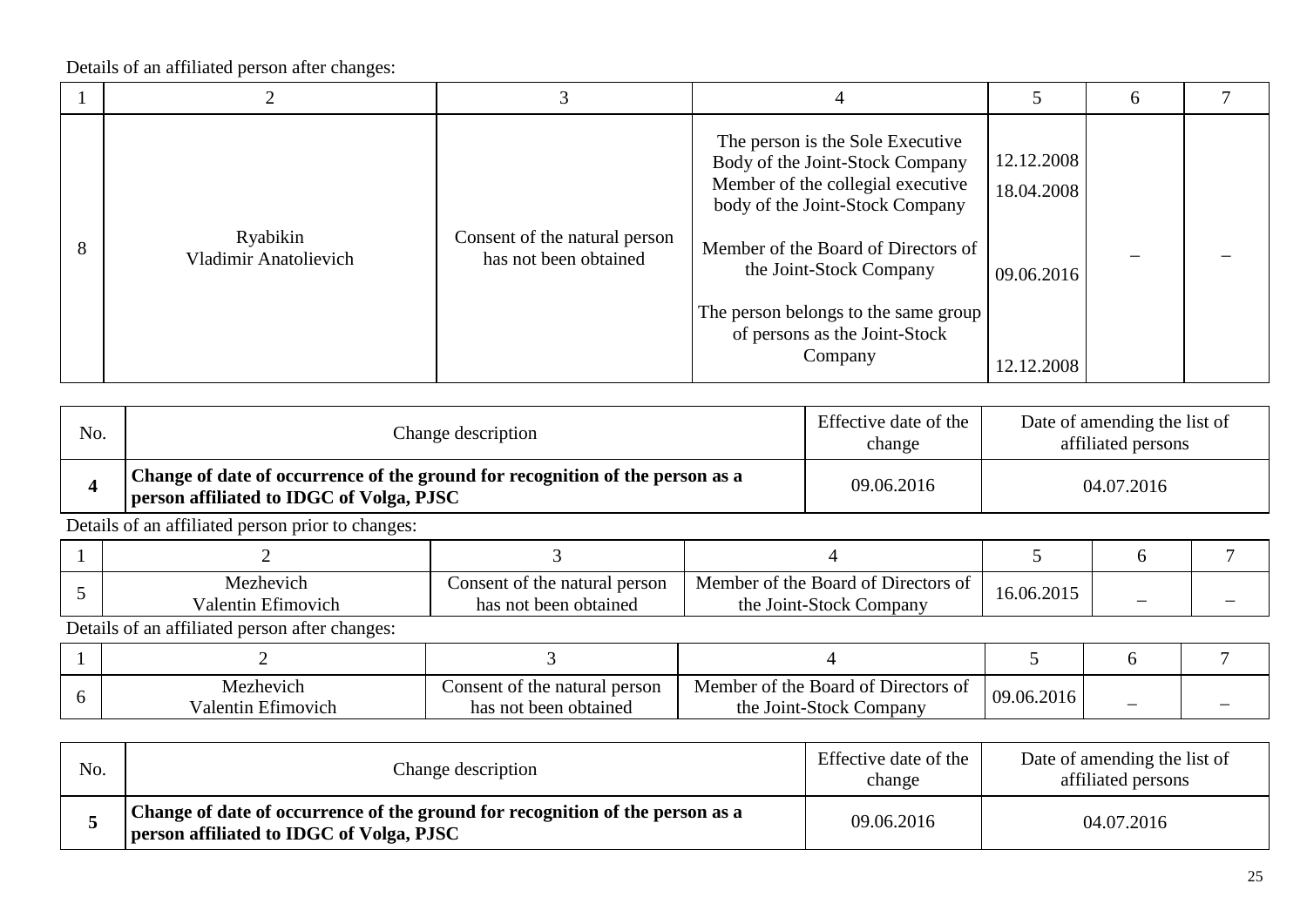Details of an affiliated person after changes:

| 1 | 2 | 3 | 4 | 5 | 6 | 7 |
|---|---|---|---|---|---|---|
| 8 | Ryabikin Vladimir Anatolievich | Consent of the natural person has not been obtained | The person is the Sole Executive Body of the Joint-Stock Company<br>Member of the collegial executive body of the Joint-Stock Company<br>Member of the Board of Directors of the Joint-Stock Company<br>The person belongs to the same group of persons as the Joint-Stock Company | 12.12.2008<br>18.04.2008<br>09.06.2016<br>12.12.2008 | – | – |

| No. | Change description | Effective date of the change | Date of amending the list of affiliated persons |
|---|---|---|---|
| **4** | **Change of date of occurrence of the ground for recognition of the person as a person affiliated to IDGC of Volga, PJSC** | 09.06.2016 | 04.07.2016 |

Details of an affiliated person prior to changes:

| 1 | 2 | 3 | 4 | 5 | 6 | 7 |
|---|---|---|---|---|---|---|
| 5 | Mezhevich Valentin Efimovich | Consent of the natural person has not been obtained | Member of the Board of Directors of the Joint-Stock Company | 16.06.2015 | – | – |

Details of an affiliated person after changes:

| 1 | 2 | 3 | 4 | 5 | 6 | 7 |
|---|---|---|---|---|---|---|
| 6 | Mezhevich Valentin Efimovich | Consent of the natural person has not been obtained | Member of the Board of Directors of the Joint-Stock Company | 09.06.2016 | – | – |

| No. | Change description | Effective date of the change | Date of amending the list of affiliated persons |
|---|---|---|---|
| **5** | **Change of date of occurrence of the ground for recognition of the person as a person affiliated to IDGC of Volga, PJSC** | 09.06.2016 | 04.07.2016 |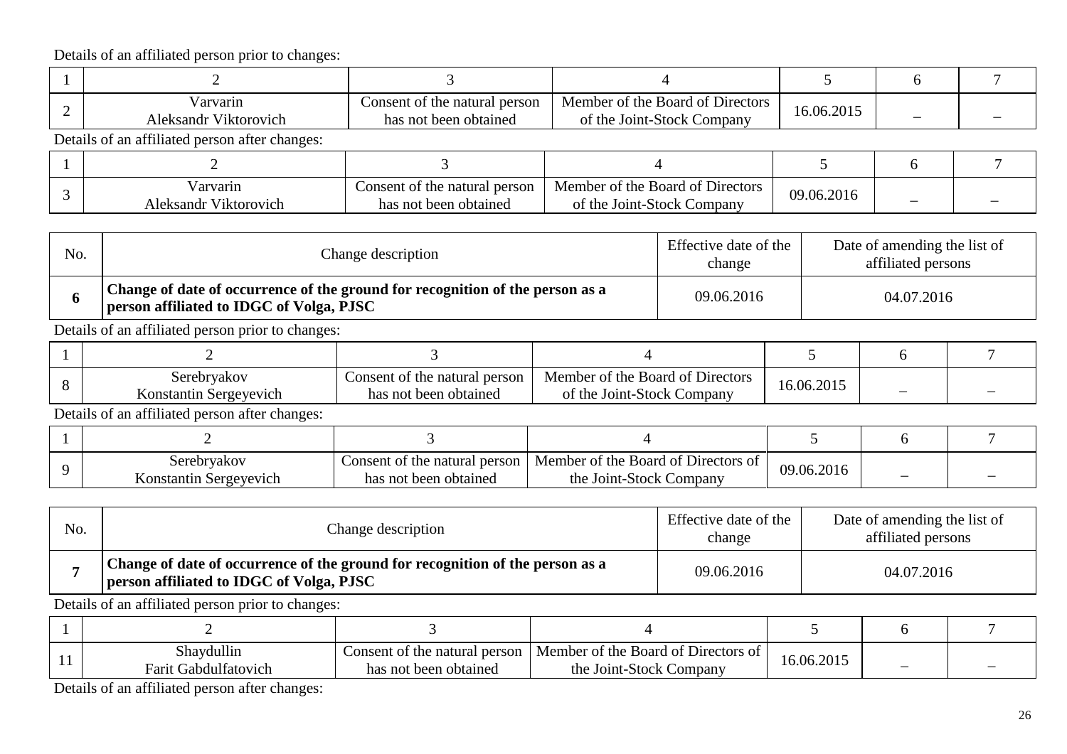Details of an affiliated person prior to changes:

| 1 | 2 | 3 | 4 | 5 | 6 | 7 |
|---|---|---|---|---|---|---|
| 2 | Varvarin Aleksandr Viktorovich | Consent of the natural person has not been obtained | Member of the Board of Directors of the Joint-Stock Company | 16.06.2015 | – | – |

Details of an affiliated person after changes:

| 1 | 2 | 3 | 4 | 5 | 6 | 7 |
|---|---|---|---|---|---|---|
| 3 | Varvarin Aleksandr Viktorovich | Consent of the natural person has not been obtained | Member of the Board of Directors of the Joint-Stock Company | 09.06.2016 | – | – |

| No. | Change description | Effective date of the change | Date of amending the list of affiliated persons |
|---|---|---|---|
| **6** | **Change of date of occurrence of the ground for recognition of the person as a person affiliated to IDGC of Volga, PJSC** | 09.06.2016 | 04.07.2016 |

Details of an affiliated person prior to changes:

| 1 | 2 | 3 | 4 | 5 | 6 | 7 |
|---|---|---|---|---|---|---|
| 8 | Serebryakov Konstantin Sergeyevich | Consent of the natural person has not been obtained | Member of the Board of Directors of the Joint-Stock Company | 16.06.2015 | – | – |

Details of an affiliated person after changes:

| 1 | 2 | 3 | 4 | 5 | 6 | 7 |
|---|---|---|---|---|---|---|
| 9 | Serebryakov Konstantin Sergeyevich | Consent of the natural person has not been obtained | Member of the Board of Directors of the Joint-Stock Company | 09.06.2016 | – | – |

| No. | Change description | Effective date of the change | Date of amending the list of affiliated persons |
|---|---|---|---|
| **7** | **Change of date of occurrence of the ground for recognition of the person as a person affiliated to IDGC of Volga, PJSC** | 09.06.2016 | 04.07.2016 |

Details of an affiliated person prior to changes:

| 1 | 2 | 3 | 4 | 5 | 6 | 7 |
|---|---|---|---|---|---|---|
| 11 | Shaydullin Farit Gabdulfatovich | Consent of the natural person has not been obtained | Member of the Board of Directors of the Joint-Stock Company | 16.06.2015 | – | – |

Details of an affiliated person after changes: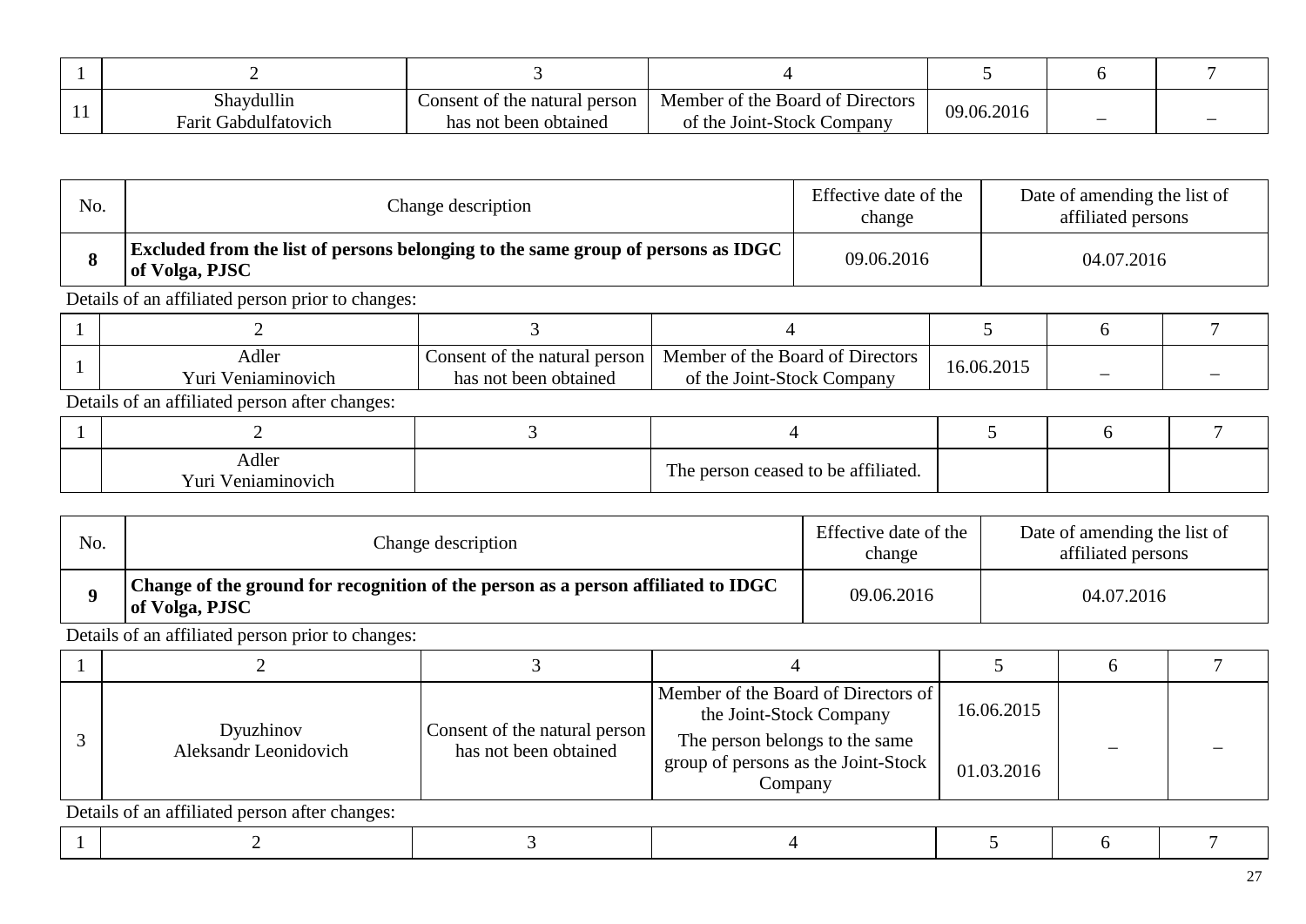| 1 | 2 | 3 | 4 | 5 | 6 | 7 |
|---|---|---|---|---|---|---|
| 11 | Shaydullin Farit Gabdulfatovich | Consent of the natural person has not been obtained | Member of the Board of Directors of the Joint-Stock Company | 09.06.2016 | – | – |

| No. | Change description | Effective date of the change | Date of amending the list of affiliated persons |
|---|---|---|---|
| **8** | **Excluded from the list of persons belonging to the same group of persons as IDGC of Volga, PJSC** | 09.06.2016 | 04.07.2016 |

Details of an affiliated person prior to changes:

| 1 | 2 | 3 | 4 | 5 | 6 | 7 |
|---|---|---|---|---|---|---|
| 1 | Adler Yuri Veniaminovich | Consent of the natural person has not been obtained | Member of the Board of Directors of the Joint-Stock Company | 16.06.2015 | – | – |

Details of an affiliated person after changes:

| 1 | 2 | 3 | 4 | 5 | 6 | 7 |
|---|---|---|---|---|---|---|
| | Adler Yuri Veniaminovich | | The person ceased to be affiliated. | | | |

| No. | Change description | Effective date of the change | Date of amending the list of affiliated persons |
|---|---|---|---|
| **9** | **Change of the ground for recognition of the person as a person affiliated to IDGC of Volga, PJSC** | 09.06.2016 | 04.07.2016 |

Details of an affiliated person prior to changes:

| 1 | 2 | 3 | 4 | 5 | 6 | 7 |
|---|---|---|---|---|---|---|
| 3 | Dyuzhinov Aleksandr Leonidovich | Consent of the natural person has not been obtained | Member of the Board of Directors of the Joint-Stock Company<br>The person belongs to the same group of persons as the Joint-Stock Company | 16.06.2015<br>01.03.2016 | – | – |

Details of an affiliated person after changes:

| 1 | 2 | 3 | 4 | 5 | 6 | 7 |
|---|---|---|---|---|---|---|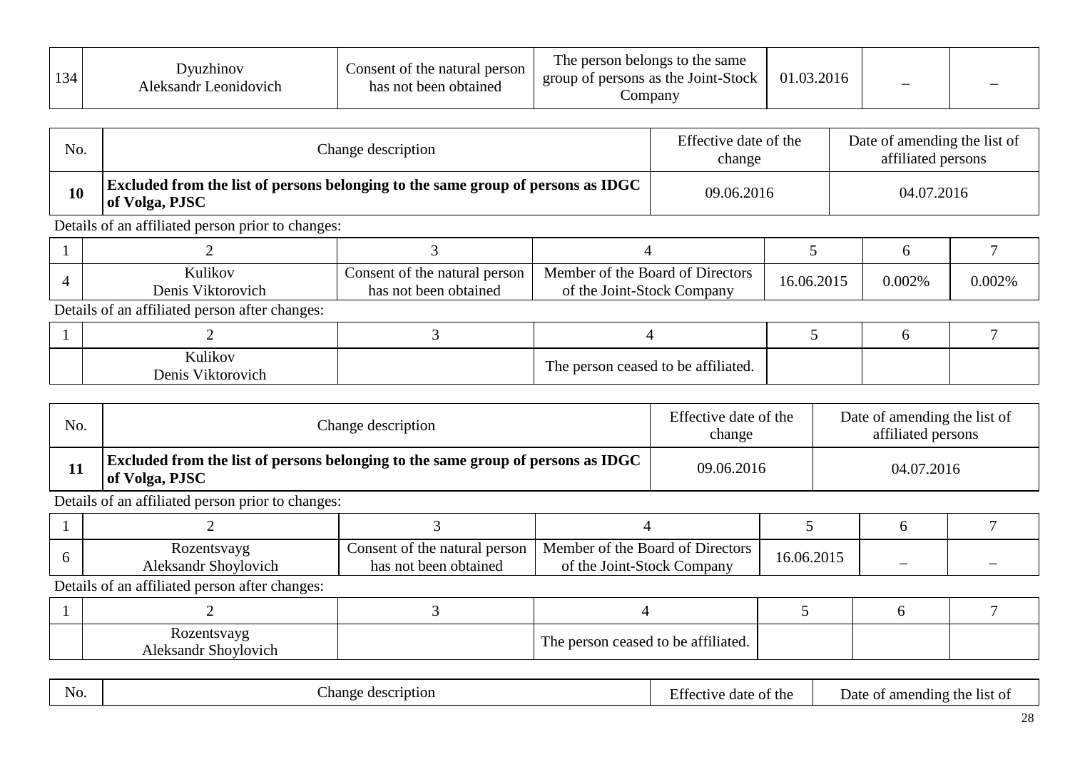| 134 | Dyuzhinov Aleksandr Leonidovich | Consent of the natural person has not been obtained | The person belongs to the same group of persons as the Joint-Stock Company | 01.03.2016 | – | – |
|---|---|---|---|---|---|---|

| No. | Change description | Effective date of the change | Date of amending the list of affiliated persons |
|---|---|---|---|
| **10** | **Excluded from the list of persons belonging to the same group of persons as IDGC of Volga, PJSC** | 09.06.2016 | 04.07.2016 |

Details of an affiliated person prior to changes:

| 1 | 2 | 3 | 4 | 5 | 6 | 7 |
|---|---|---|---|---|---|---|
| 4 | Kulikov Denis Viktorovich | Consent of the natural person has not been obtained | Member of the Board of Directors of the Joint-Stock Company | 16.06.2015 | 0.002% | 0.002% |

Details of an affiliated person after changes:

| 1 | 2 | 3 | 4 | 5 | 6 | 7 |
|---|---|---|---|---|---|---|
| | Kulikov Denis Viktorovich | | The person ceased to be affiliated. | | | |

| No. | Change description | Effective date of the change | Date of amending the list of affiliated persons |
|---|---|---|---|
| **11** | **Excluded from the list of persons belonging to the same group of persons as IDGC of Volga, PJSC** | 09.06.2016 | 04.07.2016 |

Details of an affiliated person prior to changes:

| 1 | 2 | 3 | 4 | 5 | 6 | 7 |
|---|---|---|---|---|---|---|
| 6 | Rozentsvayg Aleksandr Shoylovich | Consent of the natural person has not been obtained | Member of the Board of Directors of the Joint-Stock Company | 16.06.2015 | – | – |

Details of an affiliated person after changes:

| 1 | 2 | 3 | 4 | 5 | 6 | 7 |
|---|---|---|---|---|---|---|
| | Rozentsvayg Aleksandr Shoylovich | | The person ceased to be affiliated. | | | |

| No. | Change description | Effective date of the | Date of amending the list of |
|---|---|---|---|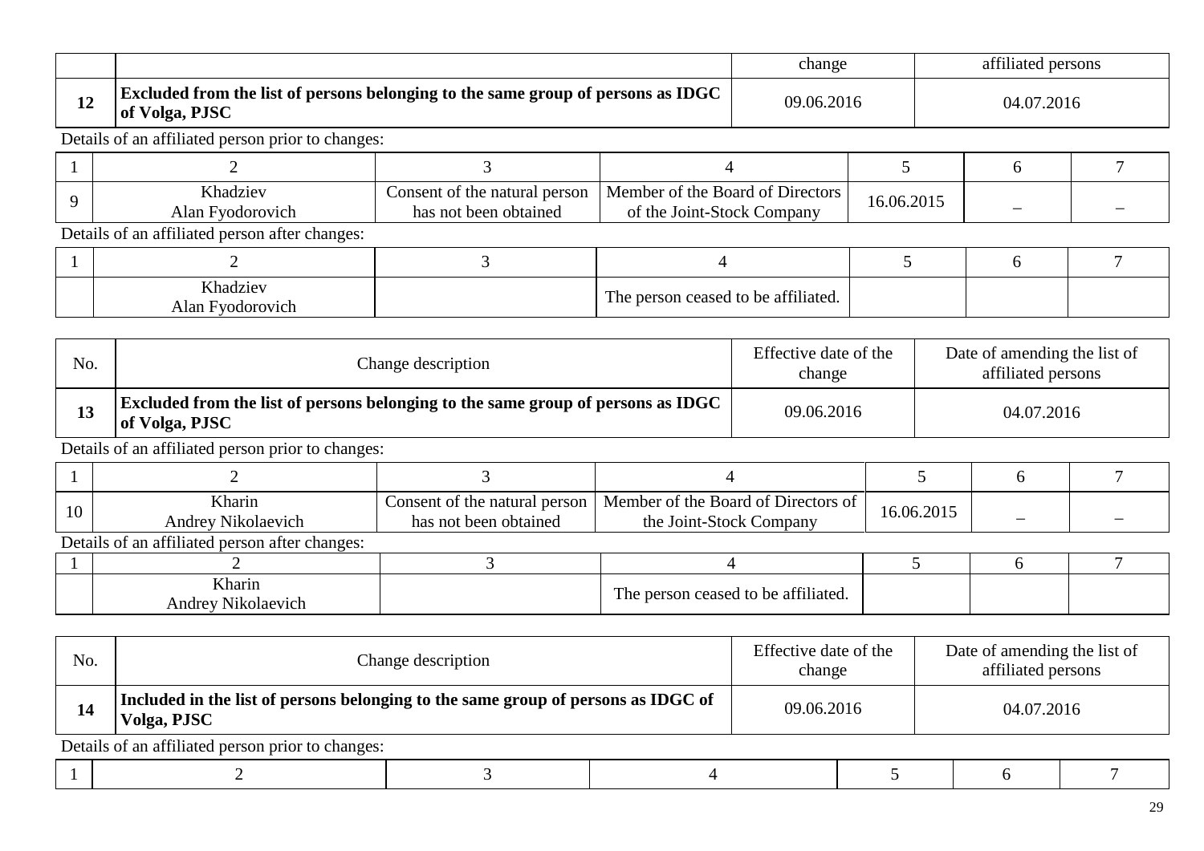| No. | Change description | Effective date of the change | Date of amending the list of affiliated persons |
|---|---|---|---|
| **12** | **Excluded from the list of persons belonging to the same group of persons as IDGC of Volga, PJSC** | 09.06.2016 | 04.07.2016 |

Details of an affiliated person prior to changes:

| 1 | 2 | 3 | 4 | 5 | 6 | 7 |
|---|---|---|---|---|---|---|
| 9 | Khadziev Alan Fyodorovich | Consent of the natural person has not been obtained | Member of the Board of Directors of the Joint-Stock Company | 16.06.2015 | – | – |

Details of an affiliated person after changes:

| 1 | 2 | 3 | 4 | 5 | 6 | 7 |
|---|---|---|---|---|---|---|
| | Khadziev Alan Fyodorovich | | The person ceased to be affiliated. | | | |

| No. | Change description | Effective date of the change | Date of amending the list of affiliated persons |
|---|---|---|---|
| **13** | **Excluded from the list of persons belonging to the same group of persons as IDGC of Volga, PJSC** | 09.06.2016 | 04.07.2016 |

Details of an affiliated person prior to changes:

| 1 | 2 | 3 | 4 | 5 | 6 | 7 |
|---|---|---|---|---|---|---|
| 10 | Kharin Andrey Nikolaevich | Consent of the natural person has not been obtained | Member of the Board of Directors of the Joint-Stock Company | 16.06.2015 | – | – |

Details of an affiliated person after changes:

| 1 | 2 | 3 | 4 | 5 | 6 | 7 |
|---|---|---|---|---|---|---|
| | Kharin Andrey Nikolaevich | | The person ceased to be affiliated. | | | |

| No. | Change description | Effective date of the change | Date of amending the list of affiliated persons |
|---|---|---|---|
| **14** | **Included in the list of persons belonging to the same group of persons as IDGC of Volga, PJSC** | 09.06.2016 | 04.07.2016 |

Details of an affiliated person prior to changes:

| 1 | 2 | 3 | 4 | 5 | 6 | 7 |
|---|---|---|---|---|---|---|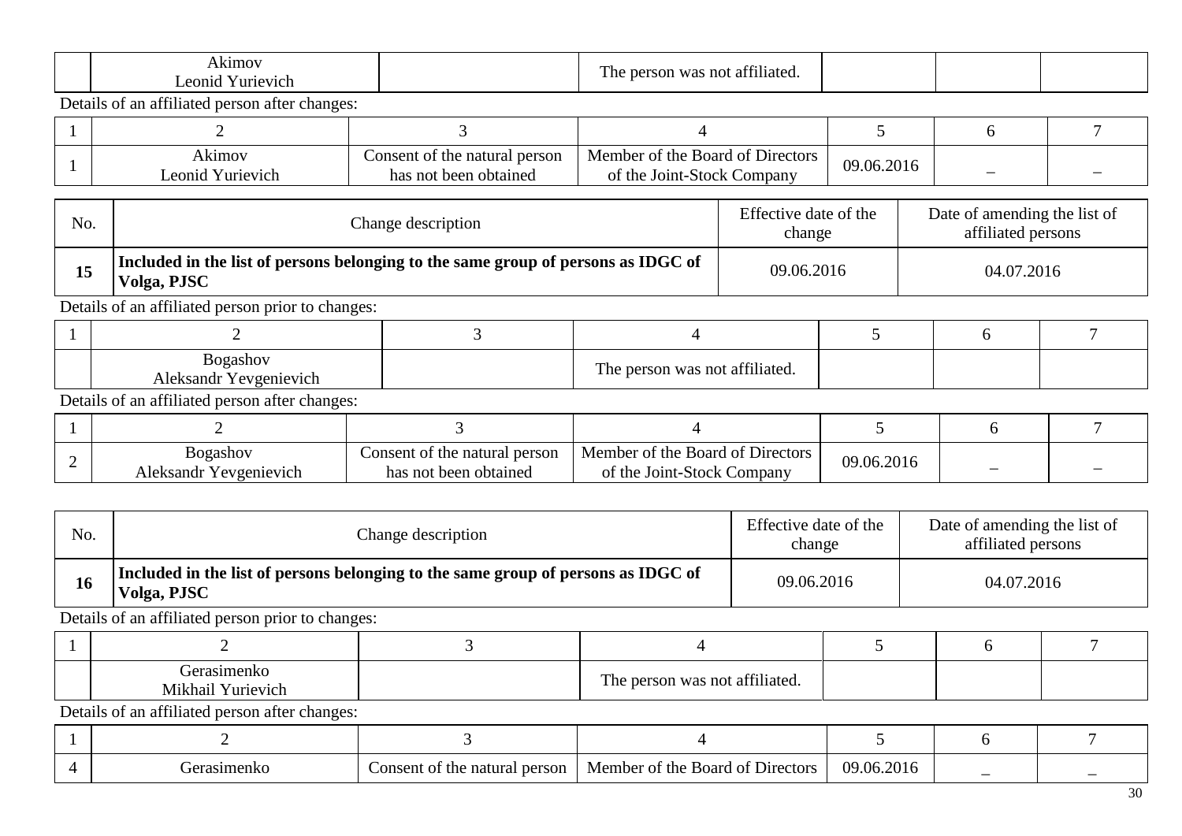|  | Akimov Leonid Yurievich |  | The person was not affiliated. |  |  |  |
|---|---|---|---|---|---|---|

Details of an affiliated person after changes:

| 1 | 2 | 3 | 4 | 5 | 6 | 7 |
|---|---|---|---|---|---|---|
| 1 | Akimov Leonid Yurievich | Consent of the natural person has not been obtained | Member of the Board of Directors of the Joint-Stock Company | 09.06.2016 | – | – |

| No. | Change description | Effective date of the change | Date of amending the list of affiliated persons |
|---|---|---|---|
| **15** | **Included in the list of persons belonging to the same group of persons as IDGC of Volga, PJSC** | 09.06.2016 | 04.07.2016 |

Details of an affiliated person prior to changes:

| 1 | 2 | 3 | 4 | 5 | 6 | 7 |
|---|---|---|---|---|---|---|
|  | Bogashov Aleksandr Yevgenievich |  | The person was not affiliated. |  |  |  |

Details of an affiliated person after changes:

| 1 | 2 | 3 | 4 | 5 | 6 | 7 |
|---|---|---|---|---|---|---|
| 2 | Bogashov Aleksandr Yevgenievich | Consent of the natural person has not been obtained | Member of the Board of Directors of the Joint-Stock Company | 09.06.2016 | – | – |

| No. | Change description | Effective date of the change | Date of amending the list of affiliated persons |
|---|---|---|---|
| **16** | **Included in the list of persons belonging to the same group of persons as IDGC of Volga, PJSC** | 09.06.2016 | 04.07.2016 |

Details of an affiliated person prior to changes:

| 1 | 2 | 3 | 4 | 5 | 6 | 7 |
|---|---|---|---|---|---|---|
|  | Gerasimenko Mikhail Yurievich |  | The person was not affiliated. |  |  |  |

Details of an affiliated person after changes:

| 1 | 2 | 3 | 4 | 5 | 6 | 7 |
|---|---|---|---|---|---|---|
| 4 | Gerasimenko | Consent of the natural person | Member of the Board of Directors | 09.06.2016 | – | – |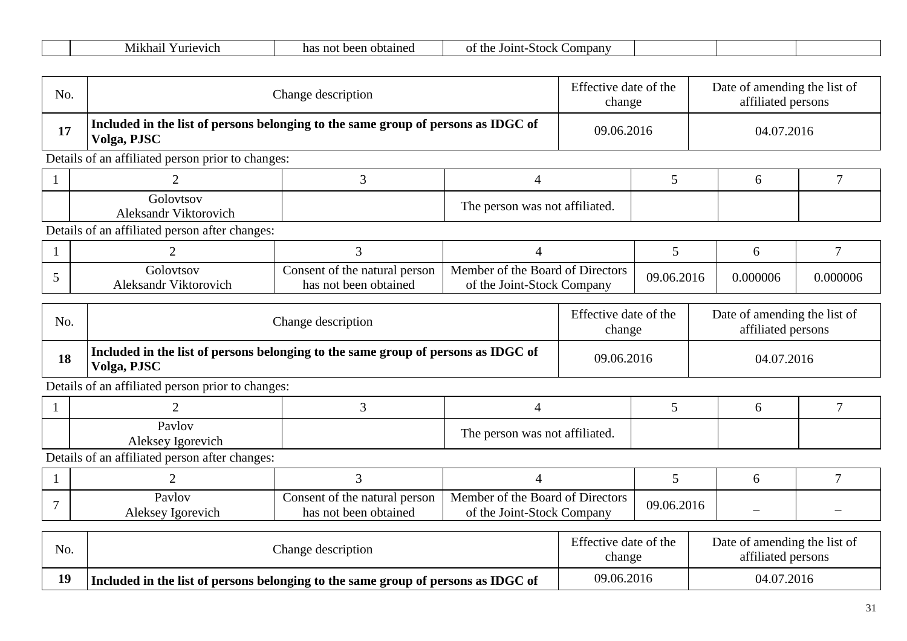|  | Mikhail Yurievich | has not been obtained | of the Joint-Stock Company |  |  |  |
|---|---|---|---|---|---|---|

| No. | Change description | Effective date of the change | Date of amending the list of affiliated persons |
|---|---|---|---|
| **17** | **Included in the list of persons belonging to the same group of persons as IDGC of Volga, PJSC** | 09.06.2016 | 04.07.2016 |

Details of an affiliated person prior to changes:

| 1 | 2 | 3 | 4 | 5 | 6 | 7 |
|---|---|---|---|---|---|---|
|  | Golovtsov Aleksandr Viktorovich |  | The person was not affiliated. |  |  |  |

Details of an affiliated person after changes:

| 1 | 2 | 3 | 4 | 5 | 6 | 7 |
|---|---|---|---|---|---|---|
| 5 | Golovtsov Aleksandr Viktorovich | Consent of the natural person has not been obtained | Member of the Board of Directors of the Joint-Stock Company | 09.06.2016 | 0.000006 | 0.000006 |

| No. | Change description | Effective date of the change | Date of amending the list of affiliated persons |
|---|---|---|---|
| **18** | **Included in the list of persons belonging to the same group of persons as IDGC of Volga, PJSC** | 09.06.2016 | 04.07.2016 |

Details of an affiliated person prior to changes:

| 1 | 2 | 3 | 4 | 5 | 6 | 7 |
|---|---|---|---|---|---|---|
|  | Pavlov Aleksey Igorevich |  | The person was not affiliated. |  |  |  |

Details of an affiliated person after changes:

| 1 | 2 | 3 | 4 | 5 | 6 | 7 |
|---|---|---|---|---|---|---|
| 7 | Pavlov Aleksey Igorevich | Consent of the natural person has not been obtained | Member of the Board of Directors of the Joint-Stock Company | 09.06.2016 | – | – |

| No. | Change description | Effective date of the change | Date of amending the list of affiliated persons |
|---|---|---|---|
| **19** | **Included in the list of persons belonging to the same group of persons as IDGC of** | 09.06.2016 | 04.07.2016 |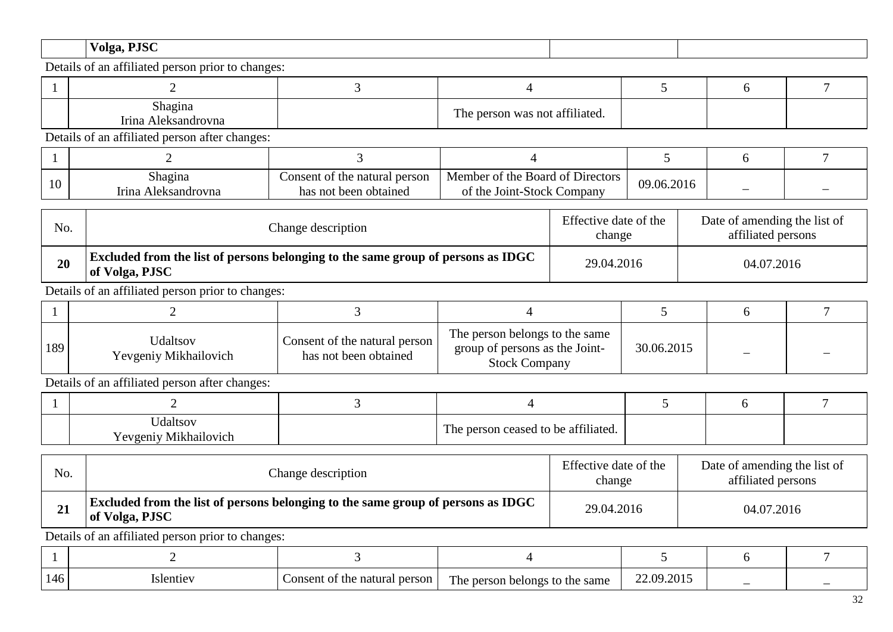| | Volga, PJSC | | |
|---|---|---|---|

Details of an affiliated person prior to changes:

| 1 | 2 | 3 | 4 | 5 | 6 | 7 |
|---|---|---|---|---|---|---|
| | Shagina Irina Aleksandrovna | | The person was not affiliated. | | | |

Details of an affiliated person after changes:

| 1 | 2 | 3 | 4 | 5 | 6 | 7 |
|---|---|---|---|---|---|---|
| 10 | Shagina Irina Aleksandrovna | Consent of the natural person has not been obtained | Member of the Board of Directors of the Joint-Stock Company | 09.06.2016 | – | – |

| No. | Change description | Effective date of the change | Date of amending the list of affiliated persons |
|---|---|---|---|
| **20** | **Excluded from the list of persons belonging to the same group of persons as IDGC of Volga, PJSC** | 29.04.2016 | 04.07.2016 |

Details of an affiliated person prior to changes:

| 1 | 2 | 3 | 4 | 5 | 6 | 7 |
|---|---|---|---|---|---|---|
| 189 | Udaltsov Yevgeniy Mikhailovich | Consent of the natural person has not been obtained | The person belongs to the same group of persons as the Joint-Stock Company | 30.06.2015 | – | – |

Details of an affiliated person after changes:

| 1 | 2 | 3 | 4 | 5 | 6 | 7 |
|---|---|---|---|---|---|---|
| | Udaltsov Yevgeniy Mikhailovich | | The person ceased to be affiliated. | | | |

| No. | Change description | Effective date of the change | Date of amending the list of affiliated persons |
|---|---|---|---|
| **21** | **Excluded from the list of persons belonging to the same group of persons as IDGC of Volga, PJSC** | 29.04.2016 | 04.07.2016 |

Details of an affiliated person prior to changes:

| 1 | 2 | 3 | 4 | 5 | 6 | 7 |
|---|---|---|---|---|---|---|
| 146 | Islentiev | Consent of the natural person | The person belongs to the same | 22.09.2015 | – | – |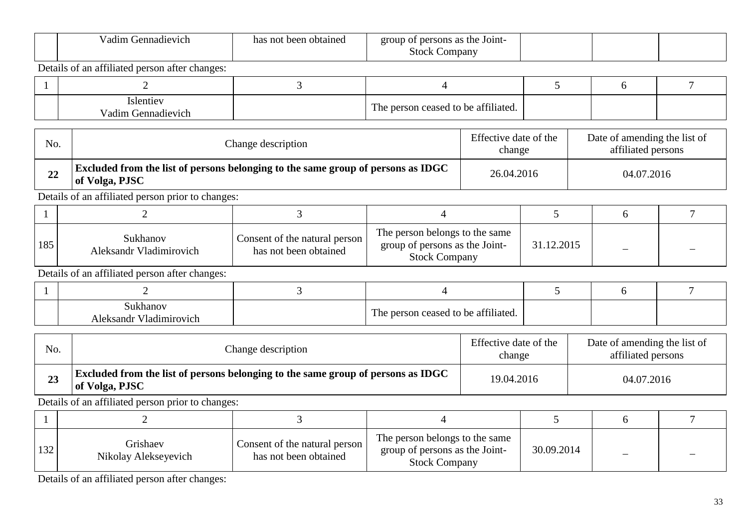| | Vadim Gennadievich | has not been obtained | group of persons as the Joint-Stock Company | | | |
|---|---|---|---|---|---|---|

Details of an affiliated person after changes:

| 1 | 2 | 3 | 4 | 5 | 6 | 7 |
|---|---|---|---|---|---|---|
| | Islentiev Vadim Gennadievich | | The person ceased to be affiliated. | | | |

| No. | Change description | Effective date of the change | Date of amending the list of affiliated persons |
|---|---|---|---|
| **22** | **Excluded from the list of persons belonging to the same group of persons as IDGC of Volga, PJSC** | 26.04.2016 | 04.07.2016 |

Details of an affiliated person prior to changes:

| 1 | 2 | 3 | 4 | 5 | 6 | 7 |
|---|---|---|---|---|---|---|
| 185 | Sukhanov Aleksandr Vladimirovich | Consent of the natural person has not been obtained | The person belongs to the same group of persons as the Joint-Stock Company | 31.12.2015 | – | – |

Details of an affiliated person after changes:

| 1 | 2 | 3 | 4 | 5 | 6 | 7 |
|---|---|---|---|---|---|---|
| | Sukhanov Aleksandr Vladimirovich | | The person ceased to be affiliated. | | | |

| No. | Change description | Effective date of the change | Date of amending the list of affiliated persons |
|---|---|---|---|
| **23** | **Excluded from the list of persons belonging to the same group of persons as IDGC of Volga, PJSC** | 19.04.2016 | 04.07.2016 |

Details of an affiliated person prior to changes:

| 1 | 2 | 3 | 4 | 5 | 6 | 7 |
|---|---|---|---|---|---|---|
| 132 | Grishaev Nikolay Alekseyevich | Consent of the natural person has not been obtained | The person belongs to the same group of persons as the Joint-Stock Company | 30.09.2014 | – | – |

Details of an affiliated person after changes: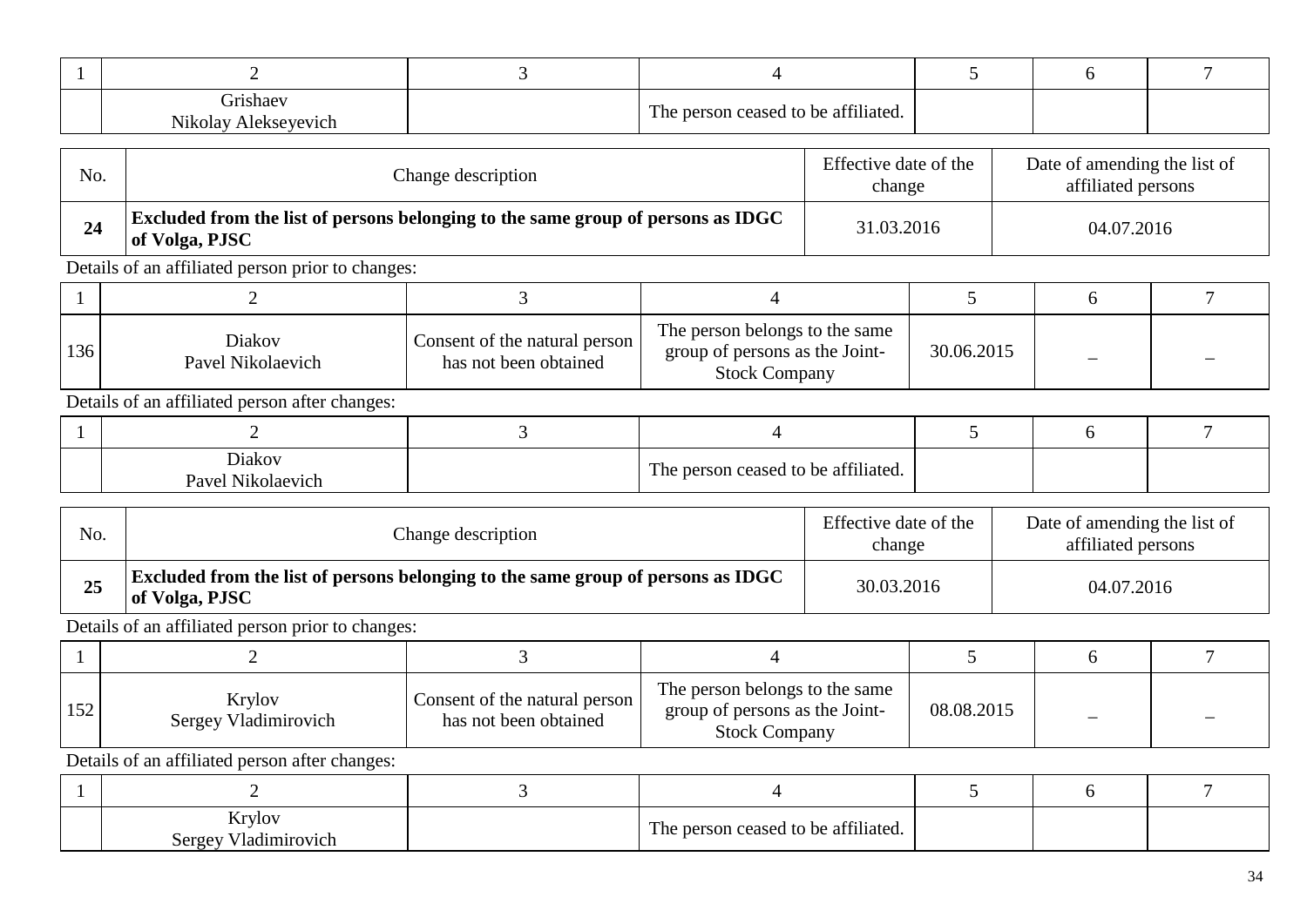| 1 | 2 | 3 | 4 | 5 | 6 | 7 |
|---|---|---|---|---|---|---|
| | Grishaev Nikolay Alekseyevich | | The person ceased to be affiliated. | | | |

| No. | Change description | Effective date of the change | Date of amending the list of affiliated persons |
|---|---|---|---|
| **24** | **Excluded from the list of persons belonging to the same group of persons as IDGC of Volga, PJSC** | 31.03.2016 | 04.07.2016 |

Details of an affiliated person prior to changes:

| 1 | 2 | 3 | 4 | 5 | 6 | 7 |
|---|---|---|---|---|---|---|
| 136 | Diakov Pavel Nikolaevich | Consent of the natural person has not been obtained | The person belongs to the same group of persons as the Joint-Stock Company | 30.06.2015 | – | – |

Details of an affiliated person after changes:

| 1 | 2 | 3 | 4 | 5 | 6 | 7 |
|---|---|---|---|---|---|---|
| | Diakov Pavel Nikolaevich | | The person ceased to be affiliated. | | | |

| No. | Change description | Effective date of the change | Date of amending the list of affiliated persons |
|---|---|---|---|
| **25** | **Excluded from the list of persons belonging to the same group of persons as IDGC of Volga, PJSC** | 30.03.2016 | 04.07.2016 |

Details of an affiliated person prior to changes:

| 1 | 2 | 3 | 4 | 5 | 6 | 7 |
|---|---|---|---|---|---|---|
| 152 | Krylov Sergey Vladimirovich | Consent of the natural person has not been obtained | The person belongs to the same group of persons as the Joint-Stock Company | 08.08.2015 | – | – |

Details of an affiliated person after changes:

| 1 | 2 | 3 | 4 | 5 | 6 | 7 |
|---|---|---|---|---|---|---|
| | Krylov Sergey Vladimirovich | | The person ceased to be affiliated. | | | |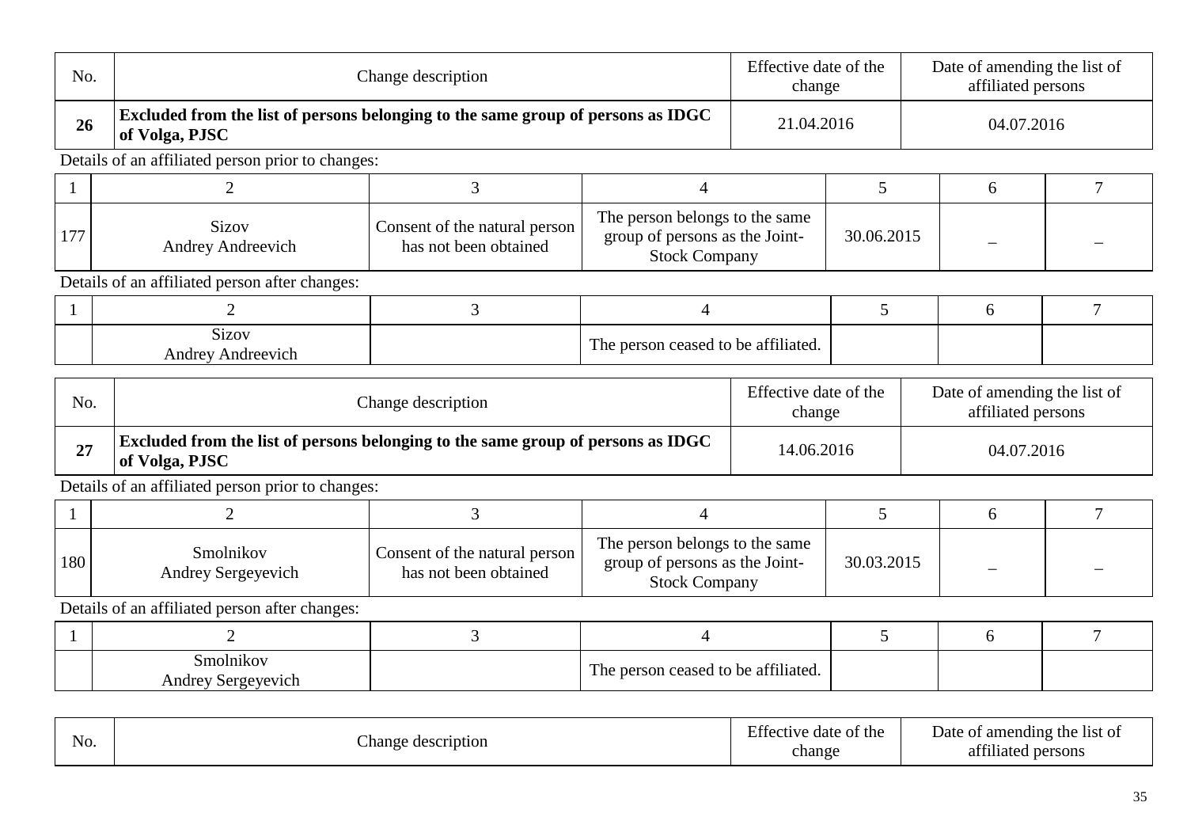| No. | Change description | Effective date of the change | Date of amending the list of affiliated persons |
|---|---|---|---|
| **26** | **Excluded from the list of persons belonging to the same group of persons as IDGC of Volga, PJSC** | 21.04.2016 | 04.07.2016 |

Details of an affiliated person prior to changes:

| 1 | 2 | 3 | 4 | 5 | 6 | 7 |
|---|---|---|---|---|---|---|
| 177 | Sizov Andrey Andreevich | Consent of the natural person has not been obtained | The person belongs to the same group of persons as the Joint-Stock Company | 30.06.2015 | – | – |

Details of an affiliated person after changes:

| 1 | 2 | 3 | 4 | 5 | 6 | 7 |
|---|---|---|---|---|---|---|
| | Sizov Andrey Andreevich | | The person ceased to be affiliated. | | | |

| No. | Change description | Effective date of the change | Date of amending the list of affiliated persons |
|---|---|---|---|
| **27** | **Excluded from the list of persons belonging to the same group of persons as IDGC of Volga, PJSC** | 14.06.2016 | 04.07.2016 |

Details of an affiliated person prior to changes:

| 1 | 2 | 3 | 4 | 5 | 6 | 7 |
|---|---|---|---|---|---|---|
| 180 | Smolnikov Andrey Sergeyevich | Consent of the natural person has not been obtained | The person belongs to the same group of persons as the Joint-Stock Company | 30.03.2015 | – | – |

Details of an affiliated person after changes:

| 1 | 2 | 3 | 4 | 5 | 6 | 7 |
|---|---|---|---|---|---|---|
| | Smolnikov Andrey Sergeyevich | | The person ceased to be affiliated. | | | |

| No. | Change description | Effective date of the change | Date of amending the list of affiliated persons |
|---|---|---|---|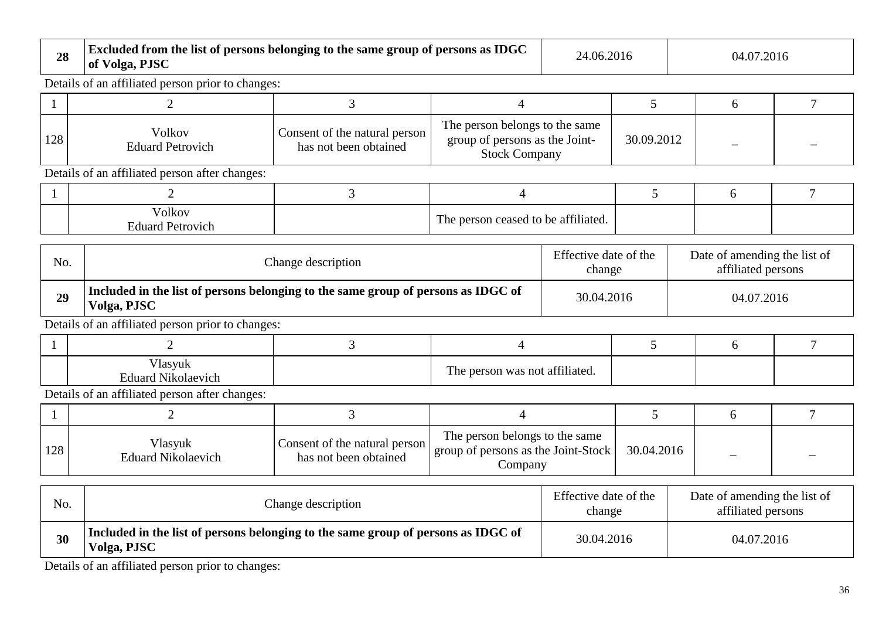| 28 | Excluded from the list of persons belonging to the same group of persons as IDGC of Volga, PJSC | 24.06.2016 | 04.07.2016 |
|---|---|---|---|

Details of an affiliated person prior to changes:

| 1 | 2 | 3 | 4 | 5 | 6 | 7 |
|---|---|---|---|---|---|---|
| 128 | Volkov Eduard Petrovich | Consent of the natural person has not been obtained | The person belongs to the same group of persons as the Joint-Stock Company | 30.09.2012 | – | – |

Details of an affiliated person after changes:

| 1 | 2 | 3 | 4 | 5 | 6 | 7 |
|---|---|---|---|---|---|---|
| | Volkov Eduard Petrovich | | The person ceased to be affiliated. | | | |

| No. | Change description | Effective date of the change | Date of amending the list of affiliated persons |
|---|---|---|---|
| **29** | **Included in the list of persons belonging to the same group of persons as IDGC of Volga, PJSC** | 30.04.2016 | 04.07.2016 |

Details of an affiliated person prior to changes:

| 1 | 2 | 3 | 4 | 5 | 6 | 7 |
|---|---|---|---|---|---|---|
| | Vlasyuk Eduard Nikolaevich | | The person was not affiliated. | | | |

Details of an affiliated person after changes:

| 1 | 2 | 3 | 4 | 5 | 6 | 7 |
|---|---|---|---|---|---|---|
| 128 | Vlasyuk Eduard Nikolaevich | Consent of the natural person has not been obtained | The person belongs to the same group of persons as the Joint-Stock Company | 30.04.2016 | – | – |

| No. | Change description | Effective date of the change | Date of amending the list of affiliated persons |
|---|---|---|---|
| **30** | **Included in the list of persons belonging to the same group of persons as IDGC of Volga, PJSC** | 30.04.2016 | 04.07.2016 |

Details of an affiliated person prior to changes: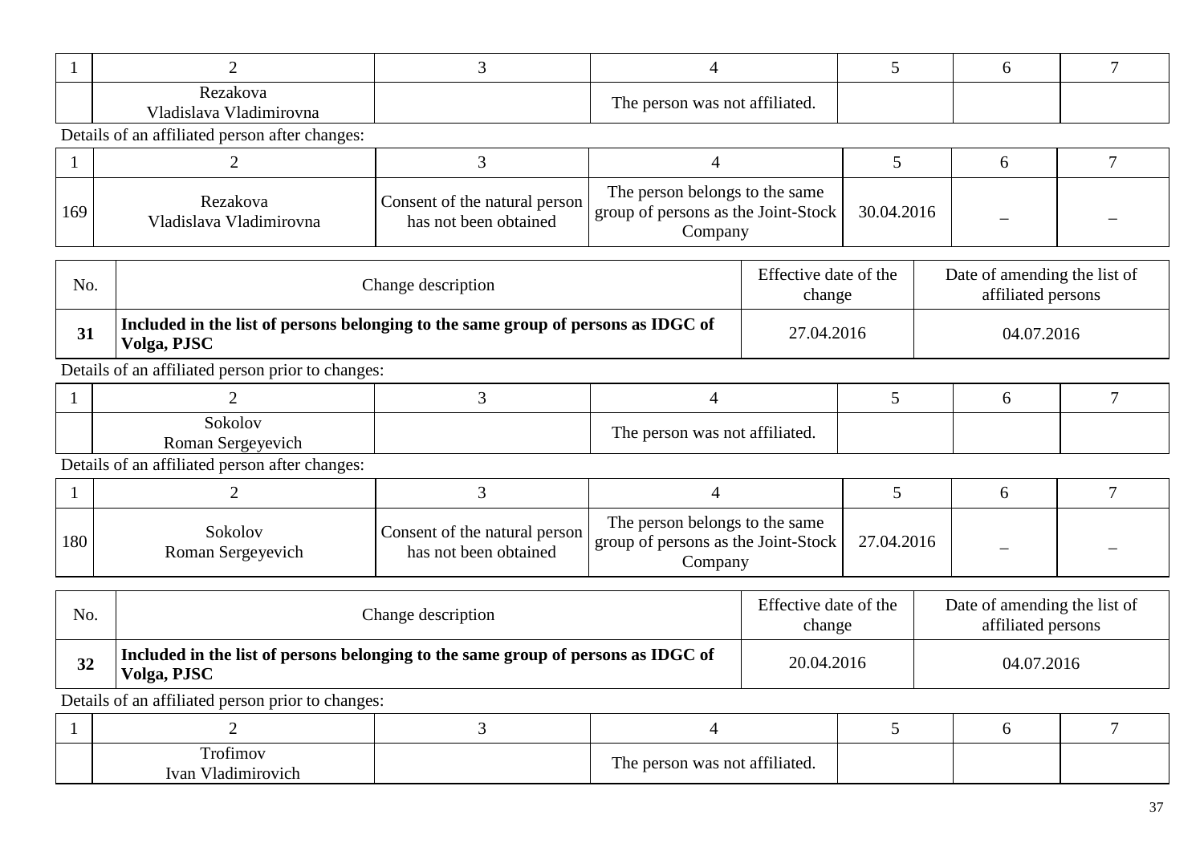| 1 | 2 | 3 | 4 | 5 | 6 | 7 |
|---|---|---|---|---|---|---|
| | Rezakova Vladislava Vladimirovna | | The person was not affiliated. | | | |

Details of an affiliated person after changes:

| 1 | 2 | 3 | 4 | 5 | 6 | 7 |
|---|---|---|---|---|---|---|
| 169 | Rezakova Vladislava Vladimirovna | Consent of the natural person has not been obtained | The person belongs to the same group of persons as the Joint-Stock Company | 30.04.2016 | – | – |

| No. | Change description | Effective date of the change | Date of amending the list of affiliated persons |
|---|---|---|---|
| **31** | **Included in the list of persons belonging to the same group of persons as IDGC of Volga, PJSC** | 27.04.2016 | 04.07.2016 |

Details of an affiliated person prior to changes:

| 1 | 2 | 3 | 4 | 5 | 6 | 7 |
|---|---|---|---|---|---|---|
| | Sokolov Roman Sergeyevich | | The person was not affiliated. | | | |

Details of an affiliated person after changes:

| 1 | 2 | 3 | 4 | 5 | 6 | 7 |
|---|---|---|---|---|---|---|
| 180 | Sokolov Roman Sergeyevich | Consent of the natural person has not been obtained | The person belongs to the same group of persons as the Joint-Stock Company | 27.04.2016 | – | – |

| No. | Change description | Effective date of the change | Date of amending the list of affiliated persons |
|---|---|---|---|
| **32** | **Included in the list of persons belonging to the same group of persons as IDGC of Volga, PJSC** | 20.04.2016 | 04.07.2016 |

Details of an affiliated person prior to changes:

| 1 | 2 | 3 | 4 | 5 | 6 | 7 |
|---|---|---|---|---|---|---|
| | Trofimov Ivan Vladimirovich | | The person was not affiliated. | | | |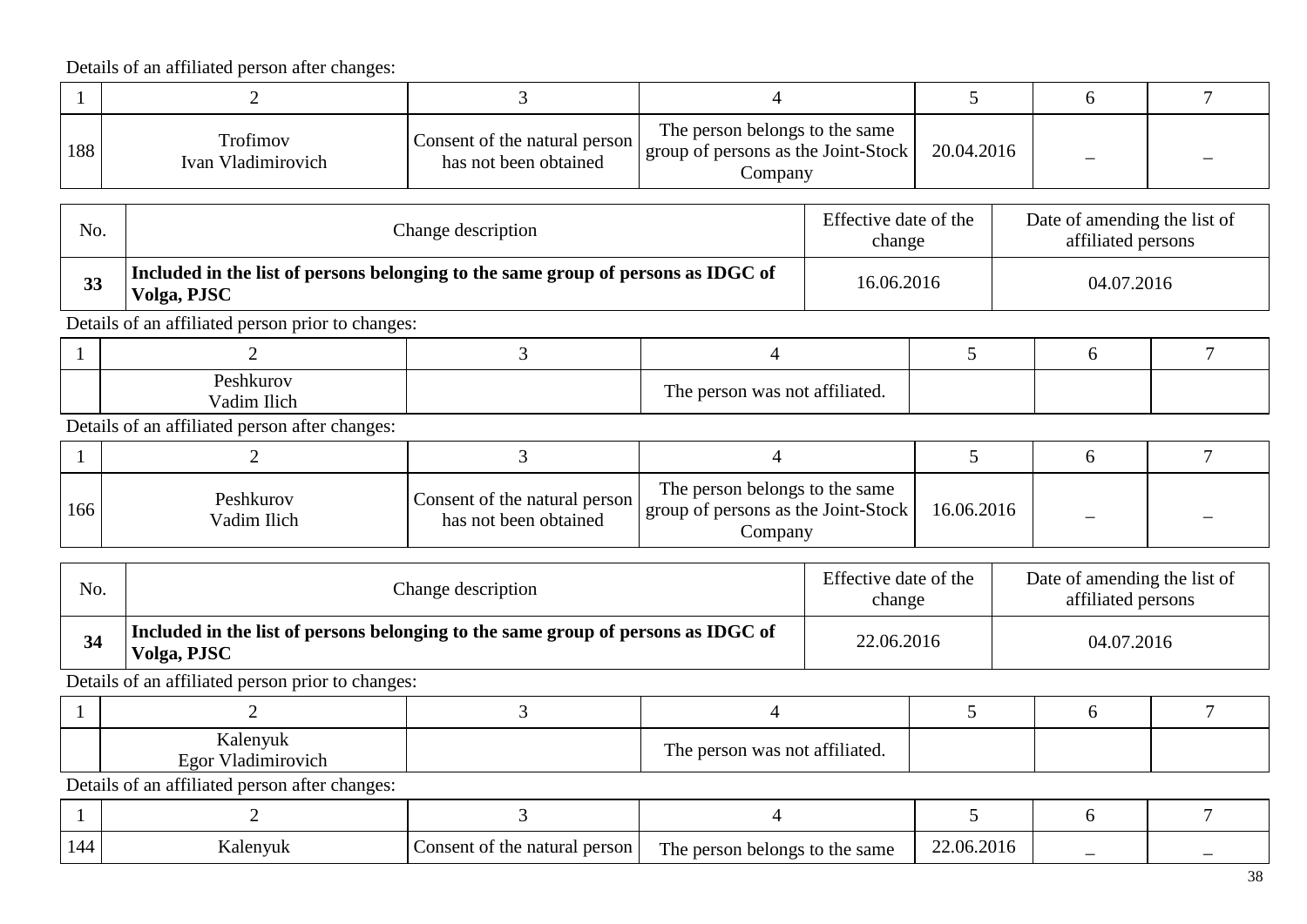Details of an affiliated person after changes:

| 1 | 2 | 3 | 4 | 5 | 6 | 7 |
|---|---|---|---|---|---|---|
| 188 | Trofimov Ivan Vladimirovich | Consent of the natural person has not been obtained | The person belongs to the same group of persons as the Joint-Stock Company | 20.04.2016 | – | – |

| No. | Change description | Effective date of the change | Date of amending the list of affiliated persons |
|---|---|---|---|
| **33** | **Included in the list of persons belonging to the same group of persons as IDGC of Volga, PJSC** | 16.06.2016 | 04.07.2016 |

Details of an affiliated person prior to changes:

| 1 | 2 | 3 | 4 | 5 | 6 | 7 |
|---|---|---|---|---|---|---|
| | Peshkurov Vadim Ilich | | The person was not affiliated. | | | |

Details of an affiliated person after changes:

| 1 | 2 | 3 | 4 | 5 | 6 | 7 |
|---|---|---|---|---|---|---|
| 166 | Peshkurov Vadim Ilich | Consent of the natural person has not been obtained | The person belongs to the same group of persons as the Joint-Stock Company | 16.06.2016 | – | – |

| No. | Change description | Effective date of the change | Date of amending the list of affiliated persons |
|---|---|---|---|
| **34** | **Included in the list of persons belonging to the same group of persons as IDGC of Volga, PJSC** | 22.06.2016 | 04.07.2016 |

Details of an affiliated person prior to changes:

| 1 | 2 | 3 | 4 | 5 | 6 | 7 |
|---|---|---|---|---|---|---|
| | Kalenyuk Egor Vladimirovich | | The person was not affiliated. | | | |

Details of an affiliated person after changes:

| 1 | 2 | 3 | 4 | 5 | 6 | 7 |
|---|---|---|---|---|---|---|
| 144 | Kalenyuk | Consent of the natural person | The person belongs to the same | 22.06.2016 | – | – |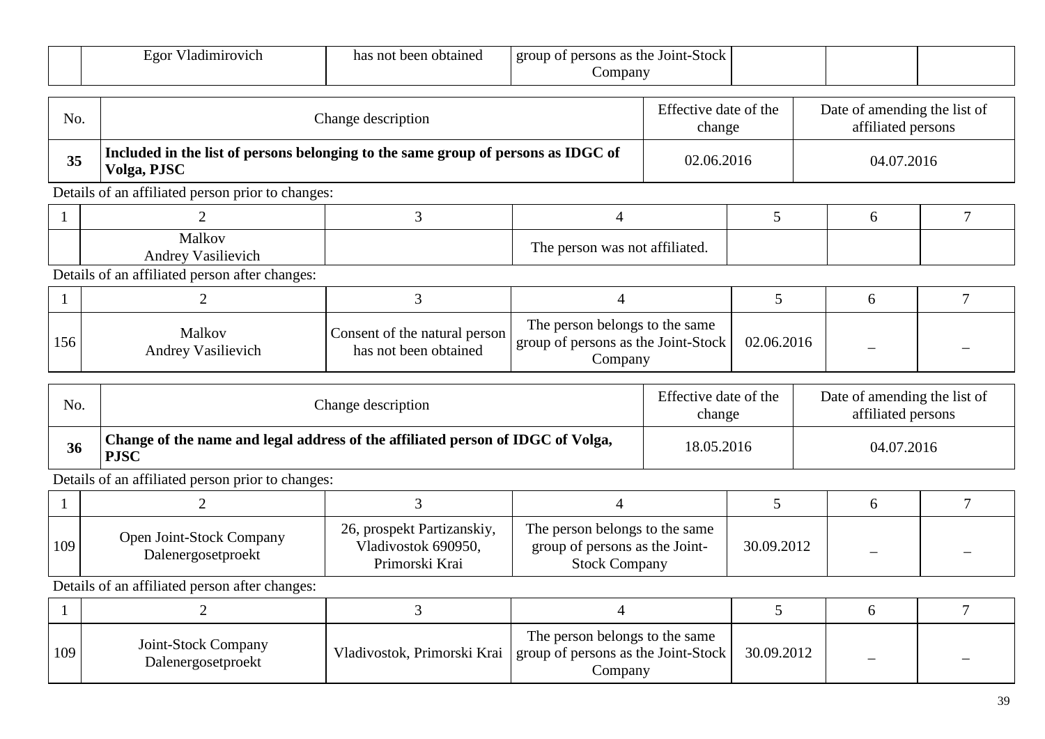|  | Egor Vladimirovich | has not been obtained | group of persons as the Joint-Stock Company |  |  |  |
|---|---|---|---|---|---|---|

| No. | Change description | Effective date of the change | Date of amending the list of affiliated persons |
|---|---|---|---|
| **35** | **Included in the list of persons belonging to the same group of persons as IDGC of Volga, PJSC** | 02.06.2016 | 04.07.2016 |

Details of an affiliated person prior to changes:

| 1 | 2 | 3 | 4 | 5 | 6 | 7 |
|---|---|---|---|---|---|---|
|  | Malkov Andrey Vasilievich |  | The person was not affiliated. |  |  |  |

Details of an affiliated person after changes:

| 1 | 2 | 3 | 4 | 5 | 6 | 7 |
|---|---|---|---|---|---|---|
| 156 | Malkov Andrey Vasilievich | Consent of the natural person has not been obtained | The person belongs to the same group of persons as the Joint-Stock Company | 02.06.2016 | – | – |

| No. | Change description | Effective date of the change | Date of amending the list of affiliated persons |
|---|---|---|---|
| **36** | **Change of the name and legal address of the affiliated person of IDGC of Volga, PJSC** | 18.05.2016 | 04.07.2016 |

Details of an affiliated person prior to changes:

| 1 | 2 | 3 | 4 | 5 | 6 | 7 |
|---|---|---|---|---|---|---|
| 109 | Open Joint-Stock Company Dalenergosetproekt | 26, prospekt Partizanskiy, Vladivostok 690950, Primorski Krai | The person belongs to the same group of persons as the Joint-Stock Company | 30.09.2012 | – | – |

Details of an affiliated person after changes:

| 1 | 2 | 3 | 4 | 5 | 6 | 7 |
|---|---|---|---|---|---|---|
| 109 | Joint-Stock Company Dalenergosetproekt | Vladivostok, Primorski Krai | The person belongs to the same group of persons as the Joint-Stock Company | 30.09.2012 | – | – |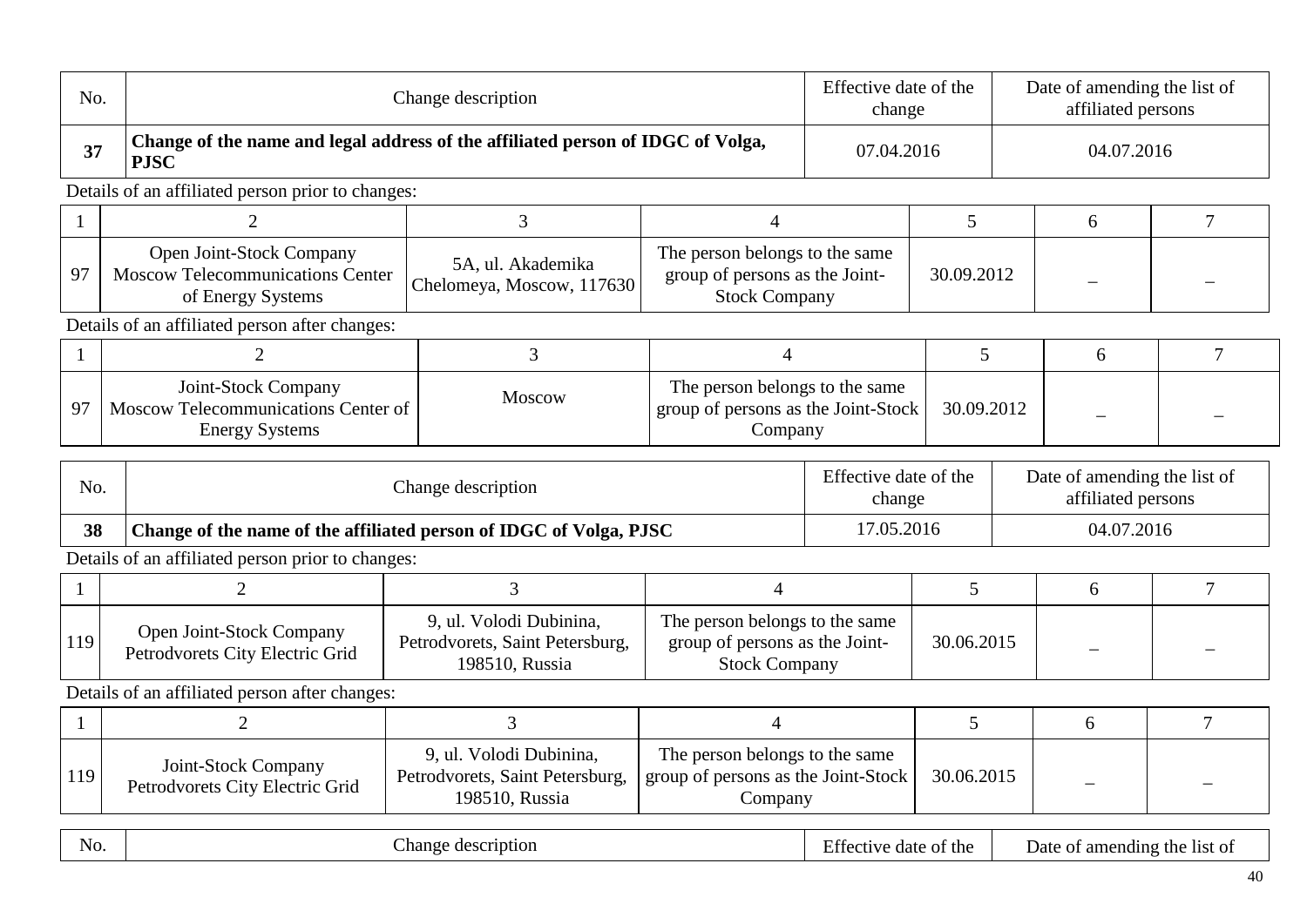| No. | Change description | Effective date of the change | Date of amending the list of affiliated persons |
|---|---|---|---|
| **37** | **Change of the name and legal address of the affiliated person of IDGC of Volga, PJSC** | 07.04.2016 | 04.07.2016 |

Details of an affiliated person prior to changes:

| 1 | 2 | 3 | 4 | 5 | 6 | 7 |
|---|---|---|---|---|---|---|
| 97 | Open Joint-Stock Company Moscow Telecommunications Center of Energy Systems | 5A, ul. Akademika Chelomeya, Moscow, 117630 | The person belongs to the same group of persons as the Joint-Stock Company | 30.09.2012 | – | – |

Details of an affiliated person after changes:

| 1 | 2 | 3 | 4 | 5 | 6 | 7 |
|---|---|---|---|---|---|---|
| 97 | Joint-Stock Company Moscow Telecommunications Center of Energy Systems | Moscow | The person belongs to the same group of persons as the Joint-Stock Company | 30.09.2012 | – | – |

| No. | Change description | Effective date of the change | Date of amending the list of affiliated persons |
|---|---|---|---|
| **38** | **Change of the name of the affiliated person of IDGC of Volga, PJSC** | 17.05.2016 | 04.07.2016 |

Details of an affiliated person prior to changes:

| 1 | 2 | 3 | 4 | 5 | 6 | 7 |
|---|---|---|---|---|---|---|
| 119 | Open Joint-Stock Company Petrodvorets City Electric Grid | 9, ul. Volodi Dubinina, Petrodvorets, Saint Petersburg, 198510, Russia | The person belongs to the same group of persons as the Joint-Stock Company | 30.06.2015 | – | – |

Details of an affiliated person after changes:

| 1 | 2 | 3 | 4 | 5 | 6 | 7 |
|---|---|---|---|---|---|---|
| 119 | Joint-Stock Company Petrodvorets City Electric Grid | 9, ul. Volodi Dubinina, Petrodvorets, Saint Petersburg, 198510, Russia | The person belongs to the same group of persons as the Joint-Stock Company | 30.06.2015 | – | – |

| No. | Change description | Effective date of the | Date of amending the list of |
|---|---|---|---|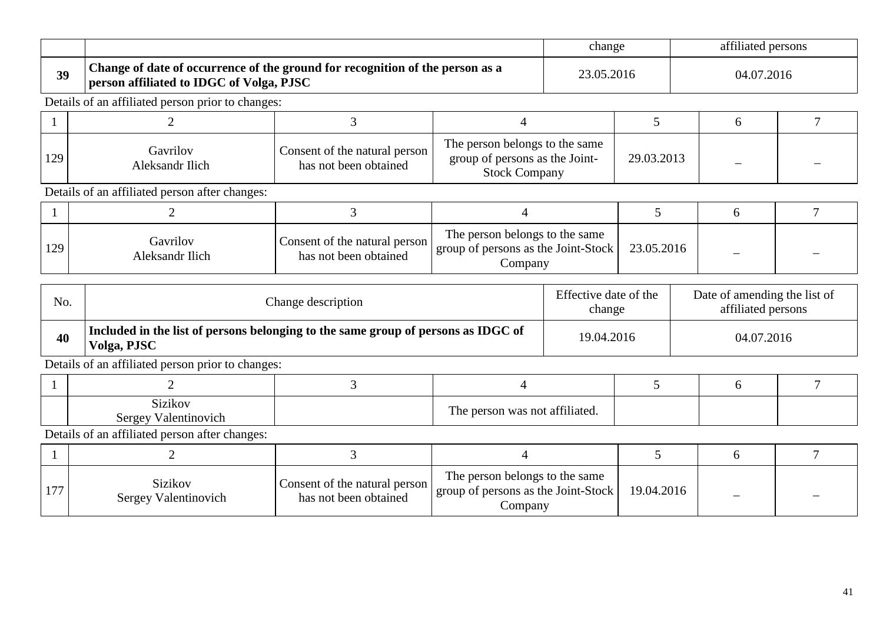| | | change | affiliated persons |
|---|---|---|---|
| **39** | **Change of date of occurrence of the ground for recognition of the person as a person affiliated to IDGC of Volga, PJSC** | 23.05.2016 | 04.07.2016 |

Details of an affiliated person prior to changes:

| 1 | 2 | 3 | 4 | 5 | 6 | 7 |
|---|---|---|---|---|---|---|
| 129 | Gavrilov Aleksandr Ilich | Consent of the natural person has not been obtained | The person belongs to the same group of persons as the Joint-Stock Company | 29.03.2013 | – | – |

Details of an affiliated person after changes:

| 1 | 2 | 3 | 4 | 5 | 6 | 7 |
|---|---|---|---|---|---|---|
| 129 | Gavrilov Aleksandr Ilich | Consent of the natural person has not been obtained | The person belongs to the same group of persons as the Joint-Stock Company | 23.05.2016 | – | – |

| No. | Change description | Effective date of the change | Date of amending the list of affiliated persons |
|---|---|---|---|
| **40** | **Included in the list of persons belonging to the same group of persons as IDGC of Volga, PJSC** | 19.04.2016 | 04.07.2016 |

Details of an affiliated person prior to changes:

| 1 | 2 | 3 | 4 | 5 | 6 | 7 |
|---|---|---|---|---|---|---|
| | Sizikov Sergey Valentinovich | | The person was not affiliated. | | | |

Details of an affiliated person after changes:

| 1 | 2 | 3 | 4 | 5 | 6 | 7 |
|---|---|---|---|---|---|---|
| 177 | Sizikov Sergey Valentinovich | Consent of the natural person has not been obtained | The person belongs to the same group of persons as the Joint-Stock Company | 19.04.2016 | – | – |